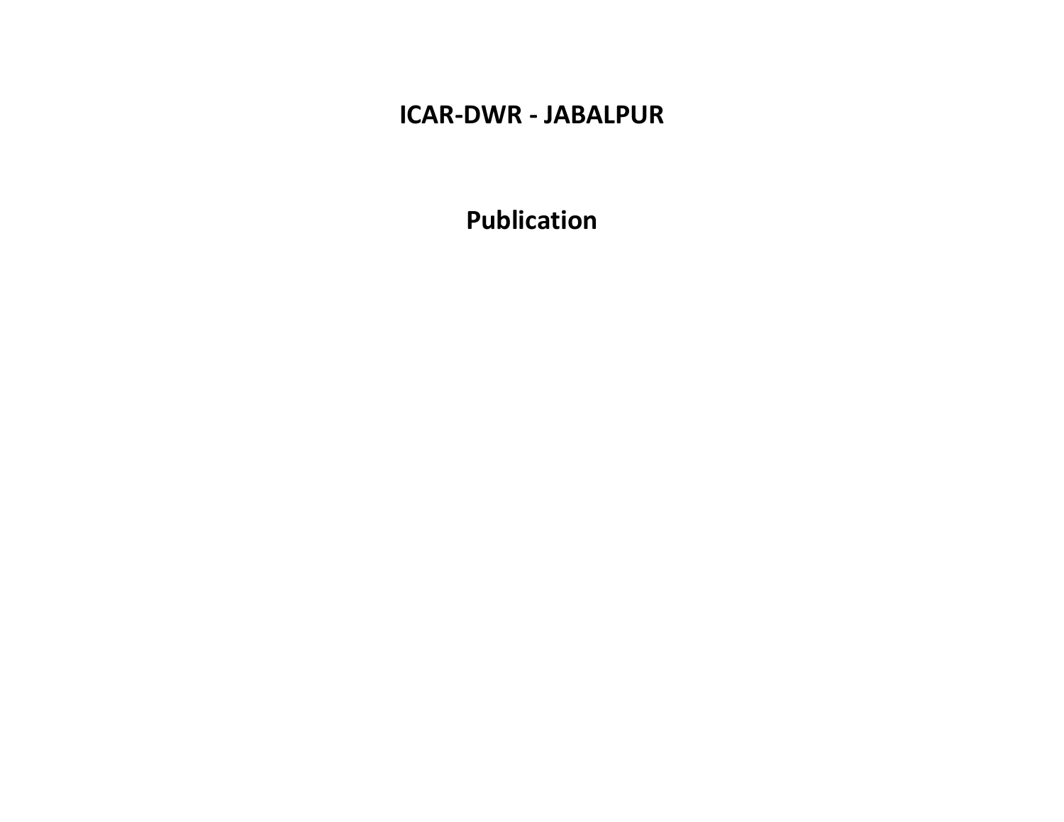# ICAR-DWR - JABALPUR

## Publication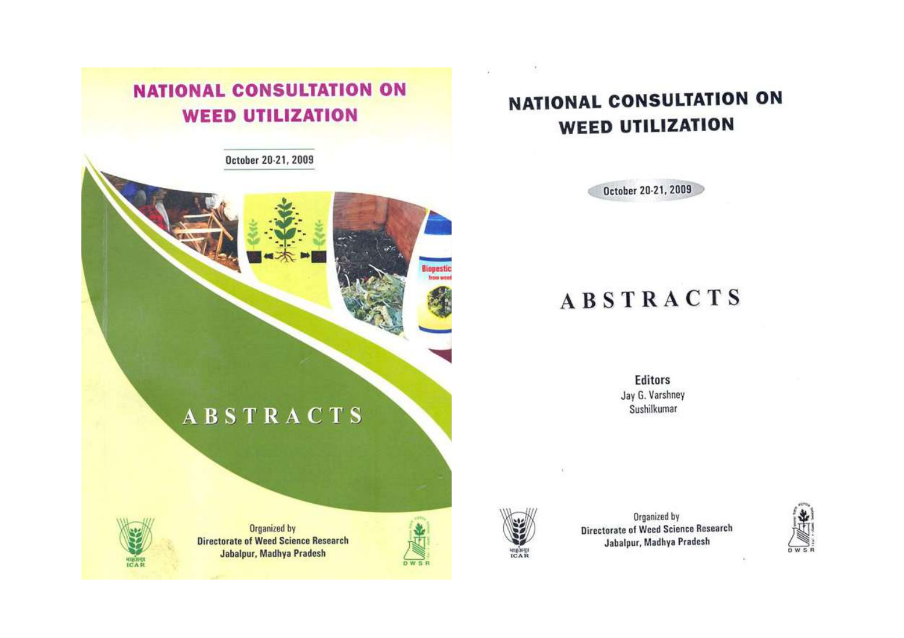# NATIONAL CONSULTATION ON WEED UTILIZATION

October 20-21, 2009

# ABSTRACTS

Organized by
**Directorate of Weed Science Research**
**Jabalpur, Madhya Pradesh**

# NATIONAL CONSULTATION ON WEED UTILIZATION

October 20-21, 2009

# ABSTRACTS

**Editors**
Jay G. Varshney
Sushilkumar

Organized by
**Directorate of Weed Science Research**
**Jabalpur, Madhya Pradesh**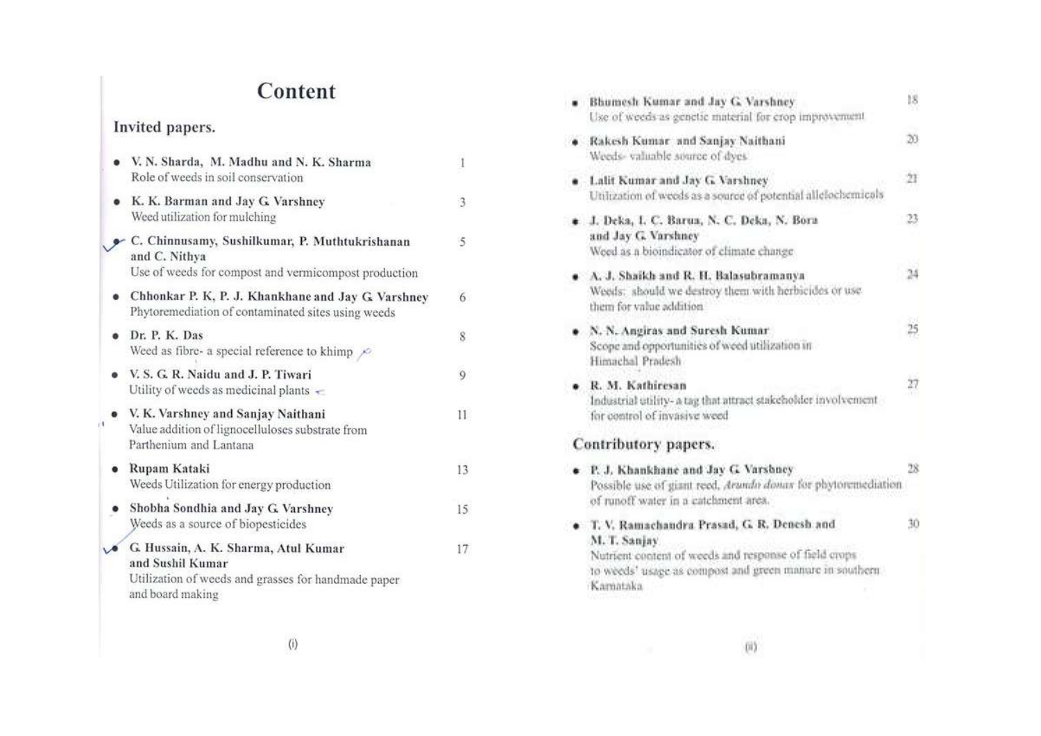# Content

## Invited papers.

- **V. N. Sharda, M. Madhu and N. K. Sharma** — 1
  Role of weeds in soil conservation
- **K. K. Barman and Jay G. Varshney** — 3
  Weed utilization for mulching
- **C. Chinnusamy, Sushilkumar, P. Muthtukrishanan and C. Nithya** — 5
  Use of weeds for compost and vermicompost production
- **Chhonkar P. K, P. J. Khankhane and Jay G. Varshney** — 6
  Phytoremediation of contaminated sites using weeds
- **Dr. P. K. Das** — 8
  Weed as fibre- a special reference to khimp
- **V. S. G. R. Naidu and J. P. Tiwari** — 9
  Utility of weeds as medicinal plants
- **V. K. Varshney and Sanjay Naithani** — 11
  Value addition of lignocelluloses substrate from Parthenium and Lantana
- **Rupam Kataki** — 13
  Weeds Utilization for energy production
- **Shobha Sondhia and Jay G. Varshney** — 15
  Weeds as a source of biopesticides
- **G. Hussain, A. K. Sharma, Atul Kumar and Sushil Kumar** — 17
  Utilization of weeds and grasses for handmade paper and board making
- **Bhumesh Kumar and Jay G. Varshney** — 18
  Use of weeds as genetic material for crop improvement
- **Rakesh Kumar and Sanjay Naithani** — 20
  Weeds- valuable source of dyes
- **Lalit Kumar and Jay G. Varshney** — 21
  Utilization of weeds as a source of potential allelochemicals
- **J. Deka, I. C. Barua, N. C. Deka, N. Bora and Jay G. Varshney** — 23
  Weed as a bioindicator of climate change
- **A. J. Shaikh and R. H. Balasubramanya** — 24
  Weeds: should we destroy them with herbicides or use them for value addition
- **N. N. Angiras and Suresh Kumar** — 25
  Scope and opportunities of weed utilization in Himachal Pradesh
- **R. M. Kathiresan** — 27
  Industrial utility- a tag that attract stakeholder involvement for control of invasive weed

## Contributory papers.

- **P. J. Khankhane and Jay G. Varshney** — 28
  Possible use of giant reed, *Arundo donax* for phytoremediation of runoff water in a catchment area.
- **T. V. Ramachandra Prasad, G. R. Denesh and M. T. Sanjay** — 30
  Nutrient content of weeds and response of field crops to weeds' usage as compost and green manure in southern Karnataka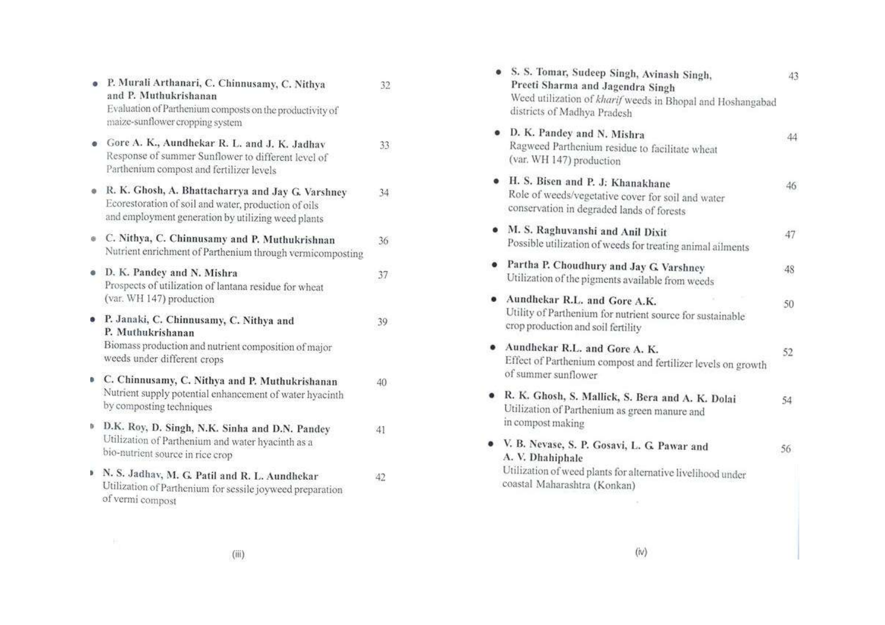- **P. Murali Arthanari, C. Chinnusamy, C. Nithya and P. Muthukrishanan** 32
  Evaluation of Parthenium composts on the productivity of maize-sunflower cropping system

- **Gore A. K., Aundhekar R. L. and J. K. Jadhav** 33
  Response of summer Sunflower to different level of Parthenium compost and fertilizer levels

- **R. K. Ghosh, A. Bhattacharrya and Jay G. Varshney** 34
  Ecorestoration of soil and water, production of oils and employment generation by utilizing weed plants

- **C. Nithya, C. Chinnusamy and P. Muthukrishnan** 36
  Nutrient enrichment of Parthenium through vermicomposting

- **D. K. Pandey and N. Mishra** 37
  Prospects of utilization of lantana residue for wheat (var. WH 147) production

- **P. Janaki, C. Chinnusamy, C. Nithya and P. Muthukrishanan** 39
  Biomass production and nutrient composition of major weeds under different crops

- **C. Chinnusamy, C. Nithya and P. Muthukrishanan** 40
  Nutrient supply potential enhancement of water hyacinth by composting techniques

- **D.K. Roy, D. Singh, N.K. Sinha and D.N. Pandey** 41
  Utilization of Parthenium and water hyacinth as a bio-nutrient source in rice crop

- **N. S. Jadhav, M. G. Patil and R. L. Aundhekar** 42
  Utilization of Parthenium for sessile joyweed preparation of vermi compost

- **S. S. Tomar, Sudeep Singh, Avinash Singh, Preeti Sharma and Jagendra Singh** 43
  Weed utilization of *kharif* weeds in Bhopal and Hoshangabad districts of Madhya Pradesh

- **D. K. Pandey and N. Mishra** 44
  Ragweed Parthenium residue to facilitate wheat (var. WH 147) production

- **H. S. Bisen and P. J. Khanakhane** 46
  Role of weeds/vegetative cover for soil and water conservation in degraded lands of forests

- **M. S. Raghuvanshi and Anil Dixit** 47
  Possible utilization of weeds for treating animal ailments

- **Partha P. Choudhury and Jay G. Varshney** 48
  Utilization of the pigments available from weeds

- **Aundhekar R.L. and Gore A.K.** 50
  Utility of Parthenium for nutrient source for sustainable crop production and soil fertility

- **Aundhekar R.L. and Gore A. K.** 52
  Effect of Parthenium compost and fertilizer levels on growth of summer sunflower

- **R. K. Ghosh, S. Mallick, S. Bera and A. K. Dolai** 54
  Utilization of Parthenium as green manure and in compost making

- **V. B. Nevase, S. P. Gosavi, L. G. Pawar and A. V. Dhahiphale** 56
  Utilization of weed plants for alternative livelihood under coastal Maharashtra (Konkan)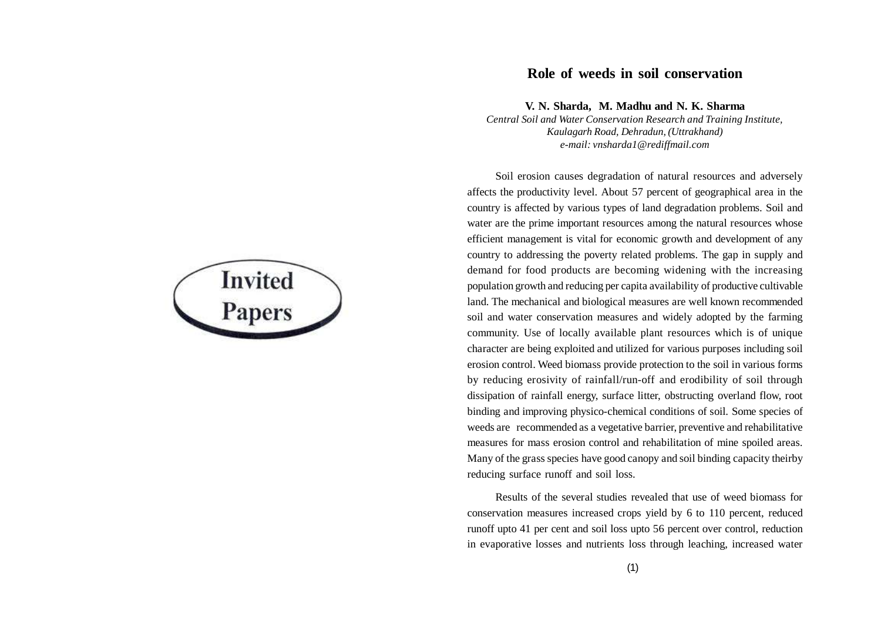**Invited Papers**

# Role of weeds in soil conservation

**V. N. Sharda, M. Madhu and N. K. Sharma**

*Central Soil and Water Conservation Research and Training Institute, Kaulagarh Road, Dehradun, (Uttrakhand)*

*e-mail: vnsharda1@rediffmail.com*

Soil erosion causes degradation of natural resources and adversely affects the productivity level. About 57 percent of geographical area in the country is affected by various types of land degradation problems. Soil and water are the prime important resources among the natural resources whose efficient management is vital for economic growth and development of any country to addressing the poverty related problems. The gap in supply and demand for food products are becoming widening with the increasing population growth and reducing per capita availability of productive cultivable land. The mechanical and biological measures are well known recommended soil and water conservation measures and widely adopted by the farming community. Use of locally available plant resources which is of unique character are being exploited and utilized for various purposes including soil erosion control. Weed biomass provide protection to the soil in various forms by reducing erosivity of rainfall/run-off and erodibility of soil through dissipation of rainfall energy, surface litter, obstructing overland flow, root binding and improving physico-chemical conditions of soil. Some species of weeds are recommended as a vegetative barrier, preventive and rehabilitative measures for mass erosion control and rehabilitation of mine spoiled areas. Many of the grass species have good canopy and soil binding capacity theirby reducing surface runoff and soil loss.

Results of the several studies revealed that use of weed biomass for conservation measures increased crops yield by 6 to 110 percent, reduced runoff upto 41 per cent and soil loss upto 56 percent over control, reduction in evaporative losses and nutrients loss through leaching, increased water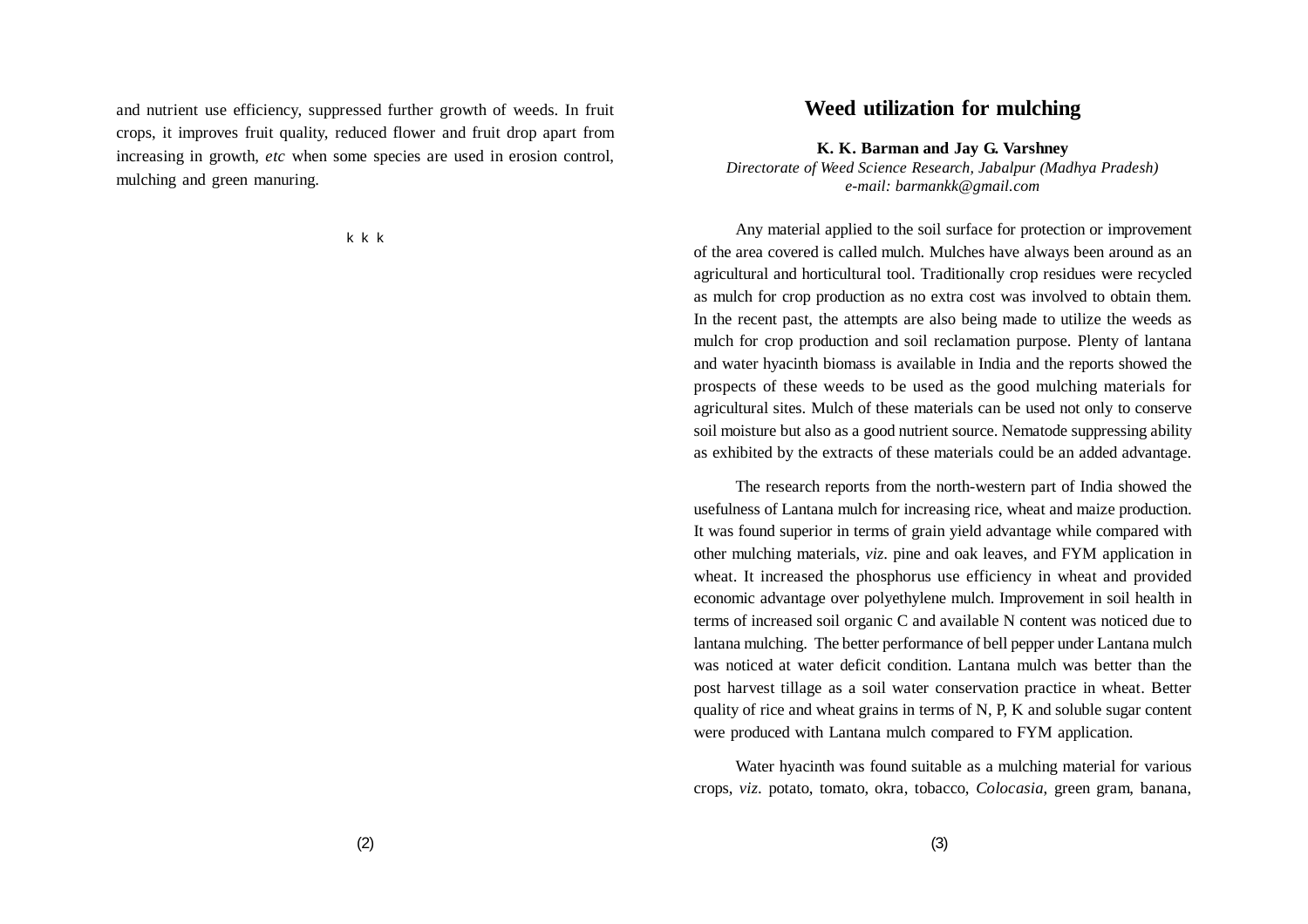and nutrient use efficiency, suppressed further growth of weeds. In fruit crops, it improves fruit quality, reduced flower and fruit drop apart from increasing in growth, *etc* when some species are used in erosion control, mulching and green manuring.

k k k

# Weed utilization for mulching

**K. K. Barman and Jay G. Varshney**

*Directorate of Weed Science Research, Jabalpur (Madhya Pradesh)*
*e-mail: barmankk@gmail.com*

Any material applied to the soil surface for protection or improvement of the area covered is called mulch. Mulches have always been around as an agricultural and horticultural tool. Traditionally crop residues were recycled as mulch for crop production as no extra cost was involved to obtain them. In the recent past, the attempts are also being made to utilize the weeds as mulch for crop production and soil reclamation purpose. Plenty of lantana and water hyacinth biomass is available in India and the reports showed the prospects of these weeds to be used as the good mulching materials for agricultural sites. Mulch of these materials can be used not only to conserve soil moisture but also as a good nutrient source. Nematode suppressing ability as exhibited by the extracts of these materials could be an added advantage.

The research reports from the north-western part of India showed the usefulness of Lantana mulch for increasing rice, wheat and maize production. It was found superior in terms of grain yield advantage while compared with other mulching materials, *viz.* pine and oak leaves, and FYM application in wheat. It increased the phosphorus use efficiency in wheat and provided economic advantage over polyethylene mulch. Improvement in soil health in terms of increased soil organic C and available N content was noticed due to lantana mulching. The better performance of bell pepper under Lantana mulch was noticed at water deficit condition. Lantana mulch was better than the post harvest tillage as a soil water conservation practice in wheat. Better quality of rice and wheat grains in terms of N, P, K and soluble sugar content were produced with Lantana mulch compared to FYM application.

Water hyacinth was found suitable as a mulching material for various crops, *viz.* potato, tomato, okra, tobacco, *Colocasia*, green gram, banana,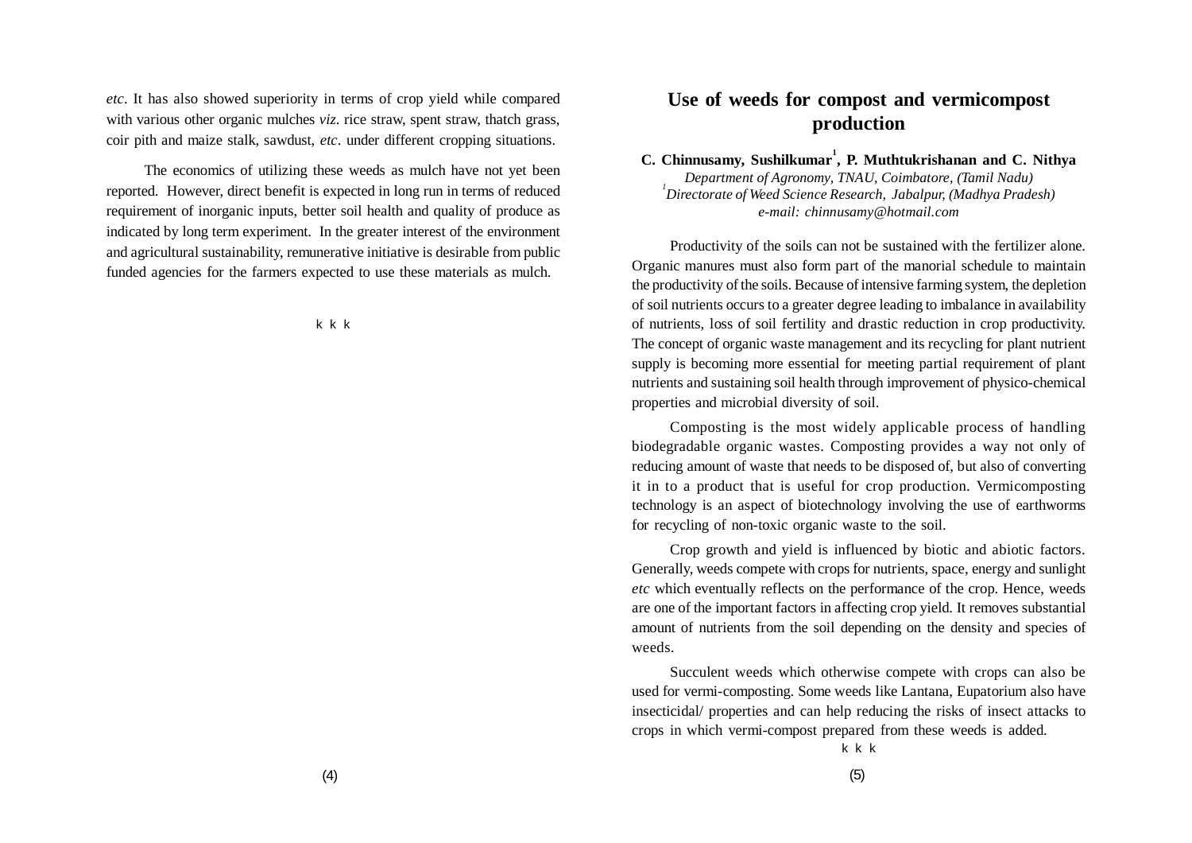*etc*. It has also showed superiority in terms of crop yield while compared with various other organic mulches *viz*. rice straw, spent straw, thatch grass, coir pith and maize stalk, sawdust, *etc*. under different cropping situations.

The economics of utilizing these weeds as mulch have not yet been reported. However, direct benefit is expected in long run in terms of reduced requirement of inorganic inputs, better soil health and quality of produce as indicated by long term experiment. In the greater interest of the environment and agricultural sustainability, remunerative initiative is desirable from public funded agencies for the farmers expected to use these materials as mulch.

k k k

# Use of weeds for compost and vermicompost production

**C. Chinnusamy, Sushilkumar[1], P. Muthtukrishanan and C. Nithya**

*Department of Agronomy, TNAU, Coimbatore, (Tamil Nadu)*

[1]*Directorate of Weed Science Research, Jabalpur, (Madhya Pradesh)*

*e-mail: chinnusamy@hotmail.com*

Productivity of the soils can not be sustained with the fertilizer alone. Organic manures must also form part of the manorial schedule to maintain the productivity of the soils. Because of intensive farming system, the depletion of soil nutrients occurs to a greater degree leading to imbalance in availability of nutrients, loss of soil fertility and drastic reduction in crop productivity. The concept of organic waste management and its recycling for plant nutrient supply is becoming more essential for meeting partial requirement of plant nutrients and sustaining soil health through improvement of physico-chemical properties and microbial diversity of soil.

Composting is the most widely applicable process of handling biodegradable organic wastes. Composting provides a way not only of reducing amount of waste that needs to be disposed of, but also of converting it in to a product that is useful for crop production. Vermicomposting technology is an aspect of biotechnology involving the use of earthworms for recycling of non-toxic organic waste to the soil.

Crop growth and yield is influenced by biotic and abiotic factors. Generally, weeds compete with crops for nutrients, space, energy and sunlight *etc* which eventually reflects on the performance of the crop. Hence, weeds are one of the important factors in affecting crop yield. It removes substantial amount of nutrients from the soil depending on the density and species of weeds.

Succulent weeds which otherwise compete with crops can also be used for vermi-composting. Some weeds like Lantana, Eupatorium also have insecticidal/ properties and can help reducing the risks of insect attacks to crops in which vermi-compost prepared from these weeds is added.

k k k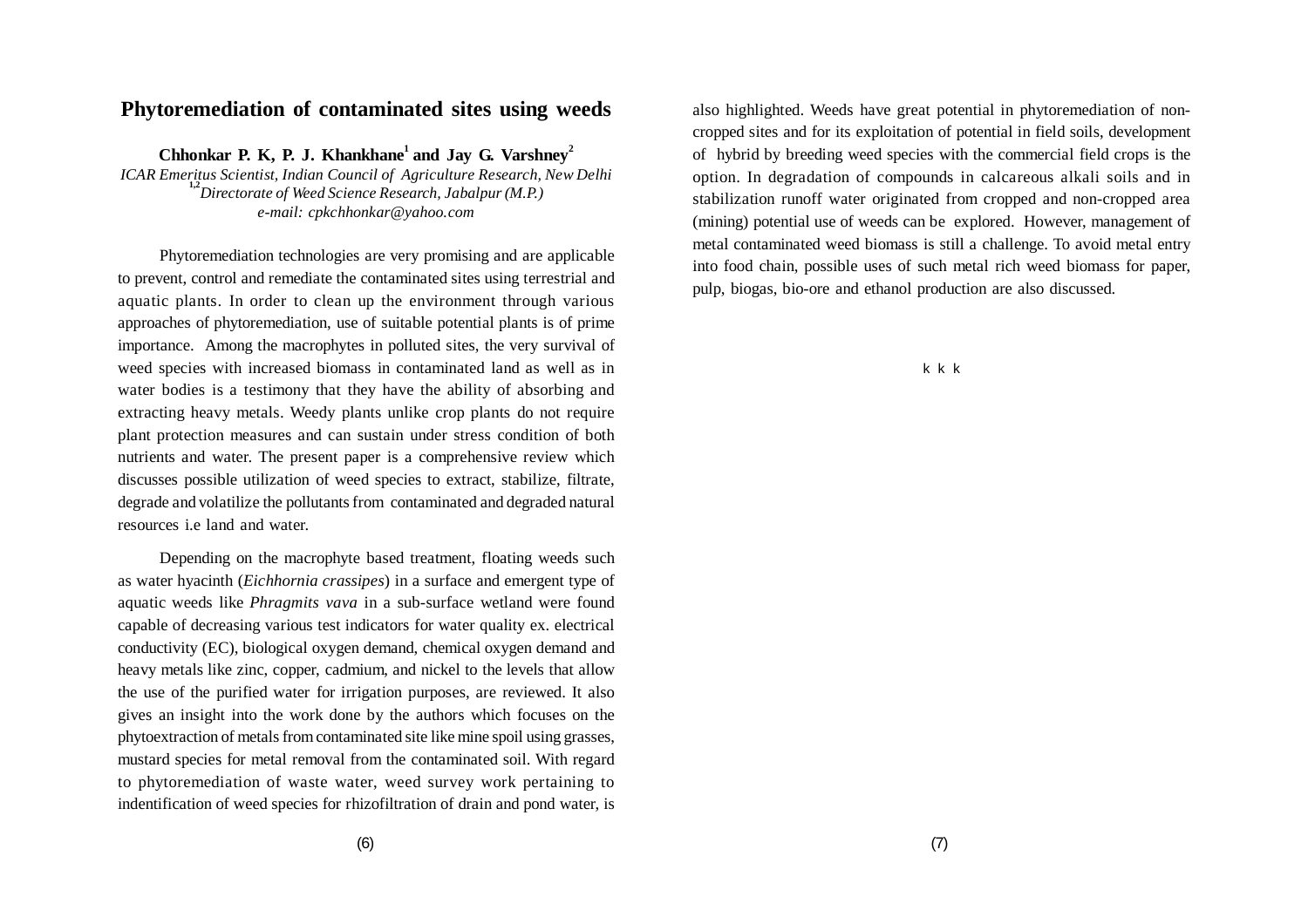# Phytoremediation of contaminated sites using weeds

**Chhonkar P. K, P. J. Khankhane[1] and Jay G. Varshney[2]**

*ICAR Emeritus Scientist, Indian Council of Agriculture Research, New Delhi*
*[1,2]Directorate of Weed Science Research, Jabalpur (M.P.)*
*e-mail: cpkchhonkar@yahoo.com*

Phytoremediation technologies are very promising and are applicable to prevent, control and remediate the contaminated sites using terrestrial and aquatic plants. In order to clean up the environment through various approaches of phytoremediation, use of suitable potential plants is of prime importance. Among the macrophytes in polluted sites, the very survival of weed species with increased biomass in contaminated land as well as in water bodies is a testimony that they have the ability of absorbing and extracting heavy metals. Weedy plants unlike crop plants do not require plant protection measures and can sustain under stress condition of both nutrients and water. The present paper is a comprehensive review which discusses possible utilization of weed species to extract, stabilize, filtrate, degrade and volatilize the pollutants from contaminated and degraded natural resources i.e land and water.

Depending on the macrophyte based treatment, floating weeds such as water hyacinth (*Eichhornia crassipes*) in a surface and emergent type of aquatic weeds like *Phragmits vava* in a sub-surface wetland were found capable of decreasing various test indicators for water quality ex. electrical conductivity (EC), biological oxygen demand, chemical oxygen demand and heavy metals like zinc, copper, cadmium, and nickel to the levels that allow the use of the purified water for irrigation purposes, are reviewed. It also gives an insight into the work done by the authors which focuses on the phytoextraction of metals from contaminated site like mine spoil using grasses, mustard species for metal removal from the contaminated soil. With regard to phytoremediation of waste water, weed survey work pertaining to indentification of weed species for rhizofiltration of drain and pond water, is also highlighted. Weeds have great potential in phytoremediation of non-cropped sites and for its exploitation of potential in field soils, development of hybrid by breeding weed species with the commercial field crops is the option. In degradation of compounds in calcareous alkali soils and in stabilization runoff water originated from cropped and non-cropped area (mining) potential use of weeds can be explored. However, management of metal contaminated weed biomass is still a challenge. To avoid metal entry into food chain, possible uses of such metal rich weed biomass for paper, pulp, biogas, bio-ore and ethanol production are also discussed.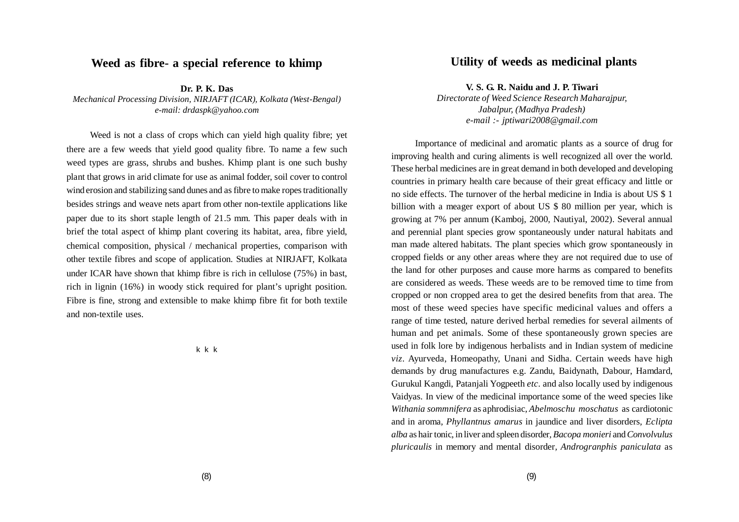## Weed as fibre- a special reference to khimp

**Dr. P. K. Das**
*Mechanical Processing Division, NIRJAFT (ICAR), Kolkata (West-Bengal)*
*e-mail: drdaspk@yahoo.com*

Weed is not a class of crops which can yield high quality fibre; yet there are a few weeds that yield good quality fibre. To name a few such weed types are grass, shrubs and bushes. Khimp plant is one such bushy plant that grows in arid climate for use as animal fodder, soil cover to control wind erosion and stabilizing sand dunes and as fibre to make ropes traditionally besides strings and weave nets apart from other non-textile applications like paper due to its short staple length of 21.5 mm. This paper deals with in brief the total aspect of khimp plant covering its habitat, area, fibre yield, chemical composition, physical / mechanical properties, comparison with other textile fibres and scope of application. Studies at NIRJAFT, Kolkata under ICAR have shown that khimp fibre is rich in cellulose (75%) in bast, rich in lignin (16%) in woody stick required for plant's upright position. Fibre is fine, strong and extensible to make khimp fibre fit for both textile and non-textile uses.

k k k

## Utility of weeds as medicinal plants

**V. S. G. R. Naidu and J. P. Tiwari**
*Directorate of Weed Science Research Maharajpur,*
*Jabalpur, (Madhya Pradesh)*
*e-mail :- jptiwari2008@gmail.com*

Importance of medicinal and aromatic plants as a source of drug for improving health and curing aliments is well recognized all over the world. These herbal medicines are in great demand in both developed and developing countries in primary health care because of their great efficacy and little or no side effects. The turnover of the herbal medicine in India is about US $ 1 billion with a meager export of about US $ 80 million per year, which is growing at 7% per annum (Kamboj, 2000, Nautiyal, 2002). Several annual and perennial plant species grow spontaneously under natural habitats and man made altered habitats. The plant species which grow spontaneously in cropped fields or any other areas where they are not required due to use of the land for other purposes and cause more harms as compared to benefits are considered as weeds. These weeds are to be removed time to time from cropped or non cropped area to get the desired benefits from that area. The most of these weed species have specific medicinal values and offers a range of time tested, nature derived herbal remedies for several ailments of human and pet animals. Some of these spontaneously grown species are used in folk lore by indigenous herbalists and in Indian system of medicine *viz*. Ayurveda, Homeopathy, Unani and Sidha. Certain weeds have high demands by drug manufactures e.g. Zandu, Baidynath, Dabour, Hamdard, Gurukul Kangdi, Patanjali Yogpeeth *etc*. and also locally used by indigenous Vaidyas. In view of the medicinal importance some of the weed species like *Withania sommnifera* as aphrodisiac, *Abelmoschu moschatus* as cardiotonic and in aroma, *Phyllantnus amarus* in jaundice and liver disorders, *Eclipta alba* as hair tonic, in liver and spleen disorder, *Bacopa monieri* and *Convolvulus pluricaulis* in memory and mental disorder, *Androgranphis paniculata* as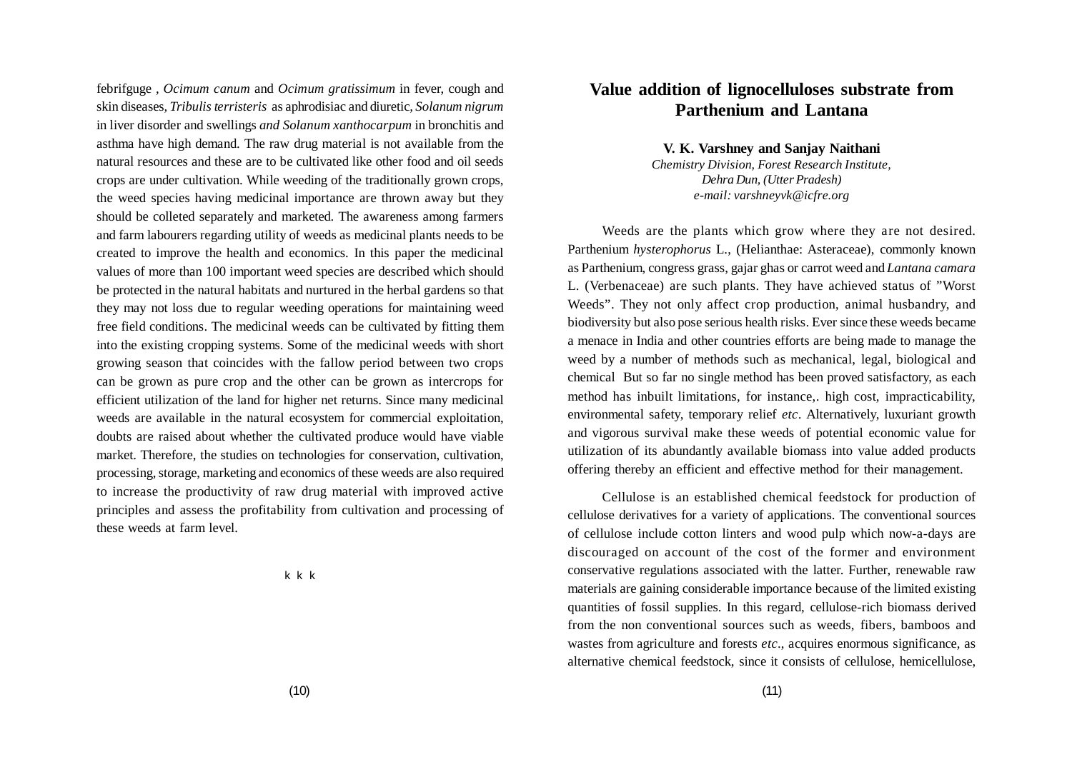febrifguge , *Ocimum canum* and *Ocimum gratissimum* in fever, cough and skin diseases, *Tribulis terristeris* as aphrodisiac and diuretic, *Solanum nigrum* in liver disorder and swellings *and Solanum xanthocarpum* in bronchitis and asthma have high demand. The raw drug material is not available from the natural resources and these are to be cultivated like other food and oil seeds crops are under cultivation. While weeding of the traditionally grown crops, the weed species having medicinal importance are thrown away but they should be colleted separately and marketed. The awareness among farmers and farm labourers regarding utility of weeds as medicinal plants needs to be created to improve the health and economics. In this paper the medicinal values of more than 100 important weed species are described which should be protected in the natural habitats and nurtured in the herbal gardens so that they may not loss due to regular weeding operations for maintaining weed free field conditions. The medicinal weeds can be cultivated by fitting them into the existing cropping systems. Some of the medicinal weeds with short growing season that coincides with the fallow period between two crops can be grown as pure crop and the other can be grown as intercrops for efficient utilization of the land for higher net returns. Since many medicinal weeds are available in the natural ecosystem for commercial exploitation, doubts are raised about whether the cultivated produce would have viable market. Therefore, the studies on technologies for conservation, cultivation, processing, storage, marketing and economics of these weeds are also required to increase the productivity of raw drug material with improved active principles and assess the profitability from cultivation and processing of these weeds at farm level.

k k k

# Value addition of lignocelluloses substrate from Parthenium and Lantana

**V. K. Varshney and Sanjay Naithani**

*Chemistry Division, Forest Research Institute,*
*Dehra Dun, (Utter Pradesh)*
*e-mail: varshneyvk@icfre.org*

Weeds are the plants which grow where they are not desired. Parthenium *hysterophorus* L., (Helianthae: Asteraceae), commonly known as Parthenium, congress grass, gajar ghas or carrot weed and *Lantana camara* L. (Verbenaceae) are such plants. They have achieved status of "Worst Weeds". They not only affect crop production, animal husbandry, and biodiversity but also pose serious health risks. Ever since these weeds became a menace in India and other countries efforts are being made to manage the weed by a number of methods such as mechanical, legal, biological and chemical But so far no single method has been proved satisfactory, as each method has inbuilt limitations, for instance,. high cost, impracticability, environmental safety, temporary relief *etc*. Alternatively, luxuriant growth and vigorous survival make these weeds of potential economic value for utilization of its abundantly available biomass into value added products offering thereby an efficient and effective method for their management.

Cellulose is an established chemical feedstock for production of cellulose derivatives for a variety of applications. The conventional sources of cellulose include cotton linters and wood pulp which now-a-days are discouraged on account of the cost of the former and environment conservative regulations associated with the latter. Further, renewable raw materials are gaining considerable importance because of the limited existing quantities of fossil supplies. In this regard, cellulose-rich biomass derived from the non conventional sources such as weeds, fibers, bamboos and wastes from agriculture and forests *etc*., acquires enormous significance, as alternative chemical feedstock, since it consists of cellulose, hemicellulose,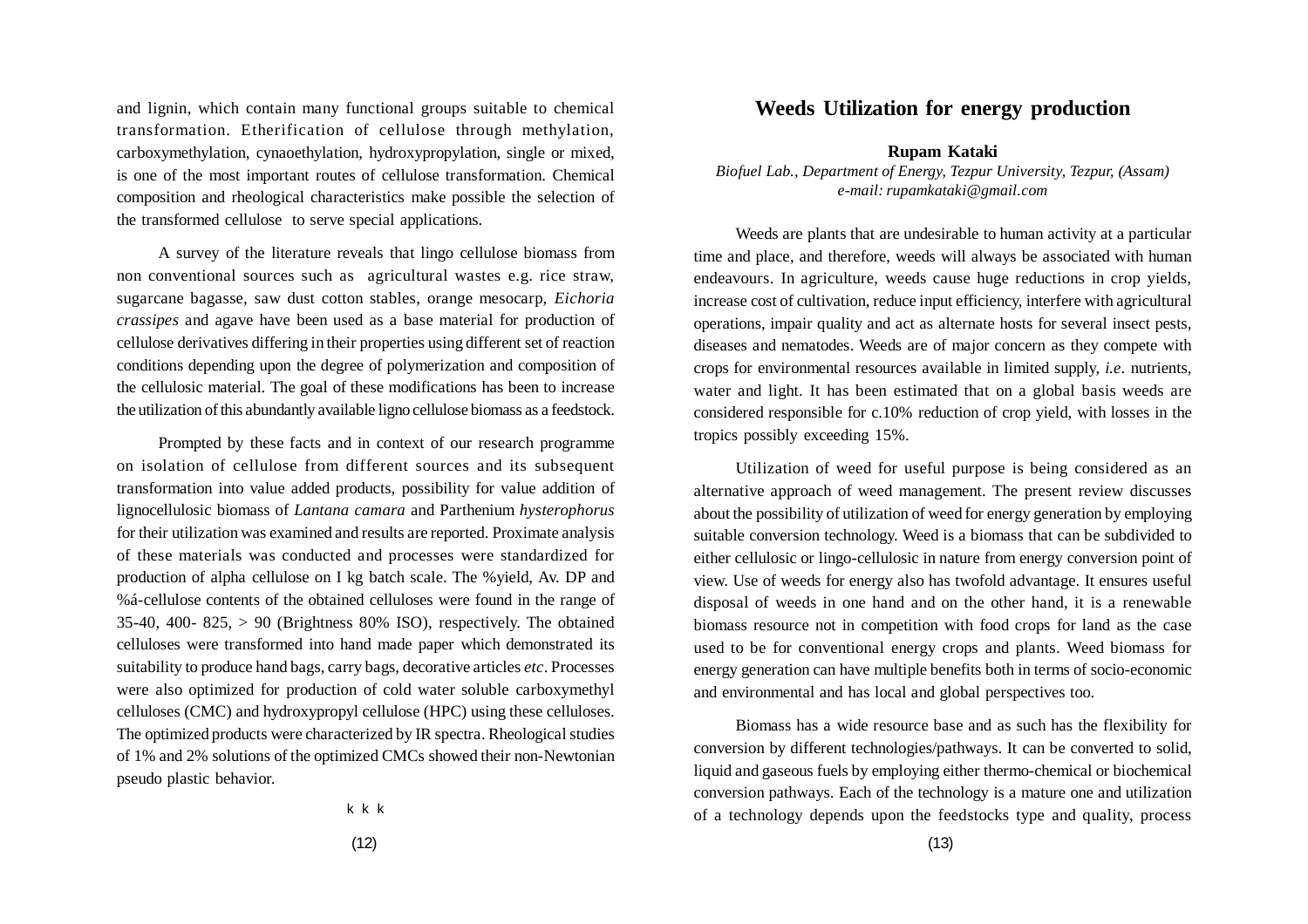and lignin, which contain many functional groups suitable to chemical transformation. Etherification of cellulose through methylation, carboxymethylation, cynaoethylation, hydroxypropylation, single or mixed, is one of the most important routes of cellulose transformation. Chemical composition and rheological characteristics make possible the selection of the transformed cellulose to serve special applications.

A survey of the literature reveals that lingo cellulose biomass from non conventional sources such as agricultural wastes e.g. rice straw, sugarcane bagasse, saw dust cotton stables, orange mesocarp, *Eichoria crassipes* and agave have been used as a base material for production of cellulose derivatives differing in their properties using different set of reaction conditions depending upon the degree of polymerization and composition of the cellulosic material. The goal of these modifications has been to increase the utilization of this abundantly available ligno cellulose biomass as a feedstock.

Prompted by these facts and in context of our research programme on isolation of cellulose from different sources and its subsequent transformation into value added products, possibility for value addition of lignocellulosic biomass of *Lantana camara* and Parthenium *hysterophorus* for their utilization was examined and results are reported. Proximate analysis of these materials was conducted and processes were standardized for production of alpha cellulose on I kg batch scale. The %yield, Av. DP and %á-cellulose contents of the obtained celluloses were found in the range of 35-40, 400- 825, > 90 (Brightness 80% ISO), respectively. The obtained celluloses were transformed into hand made paper which demonstrated its suitability to produce hand bags, carry bags, decorative articles *etc*. Processes were also optimized for production of cold water soluble carboxymethyl celluloses (CMC) and hydroxypropyl cellulose (HPC) using these celluloses. The optimized products were characterized by IR spectra. Rheological studies of 1% and 2% solutions of the optimized CMCs showed their non-Newtonian pseudo plastic behavior.

k k k

## Weeds Utilization for energy production

**Rupam Kataki**

*Biofuel Lab., Department of Energy, Tezpur University, Tezpur, (Assam)*
*e-mail: rupamkataki@gmail.com*

Weeds are plants that are undesirable to human activity at a particular time and place, and therefore, weeds will always be associated with human endeavours. In agriculture, weeds cause huge reductions in crop yields, increase cost of cultivation, reduce input efficiency, interfere with agricultural operations, impair quality and act as alternate hosts for several insect pests, diseases and nematodes. Weeds are of major concern as they compete with crops for environmental resources available in limited supply, *i.e*. nutrients, water and light. It has been estimated that on a global basis weeds are considered responsible for c.10% reduction of crop yield, with losses in the tropics possibly exceeding 15%.

Utilization of weed for useful purpose is being considered as an alternative approach of weed management. The present review discusses about the possibility of utilization of weed for energy generation by employing suitable conversion technology. Weed is a biomass that can be subdivided to either cellulosic or lingo-cellulosic in nature from energy conversion point of view. Use of weeds for energy also has twofold advantage. It ensures useful disposal of weeds in one hand and on the other hand, it is a renewable biomass resource not in competition with food crops for land as the case used to be for conventional energy crops and plants. Weed biomass for energy generation can have multiple benefits both in terms of socio-economic and environmental and has local and global perspectives too.

Biomass has a wide resource base and as such has the flexibility for conversion by different technologies/pathways. It can be converted to solid, liquid and gaseous fuels by employing either thermo-chemical or biochemical conversion pathways. Each of the technology is a mature one and utilization of a technology depends upon the feedstocks type and quality, process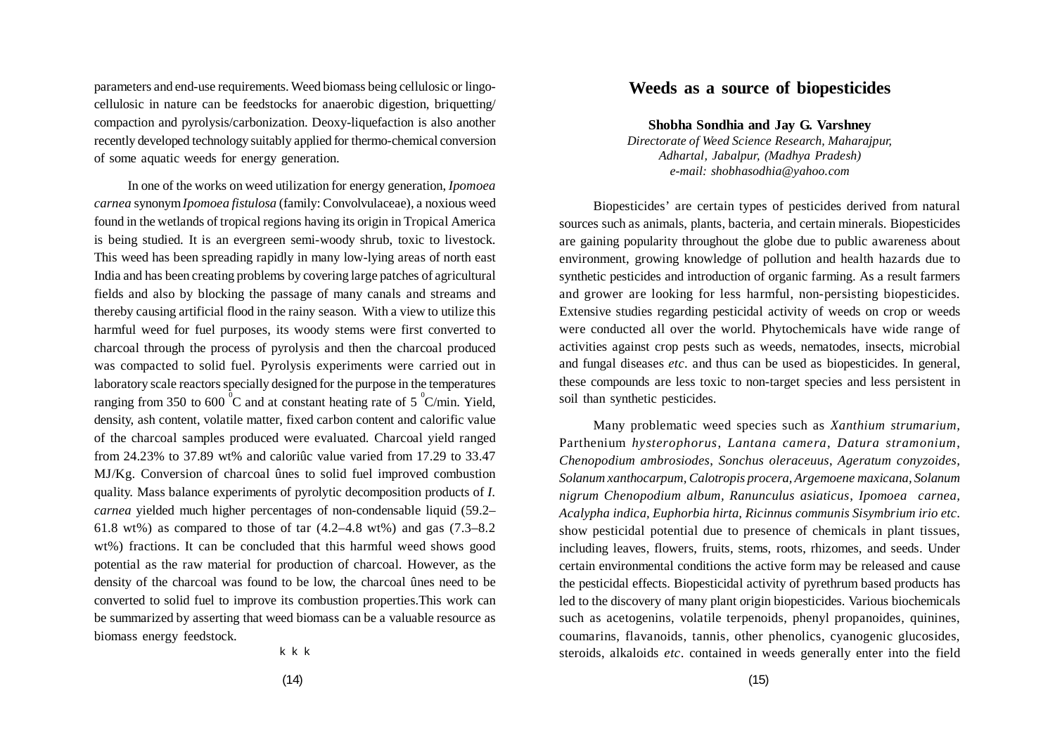parameters and end-use requirements. Weed biomass being cellulosic or lingo-cellulosic in nature can be feedstocks for anaerobic digestion, briquetting/ compaction and pyrolysis/carbonization. Deoxy-liquefaction is also another recently developed technology suitably applied for thermo-chemical conversion of some aquatic weeds for energy generation.

In one of the works on weed utilization for energy generation, *Ipomoea carnea* synonym *Ipomoea fistulosa* (family: Convolvulaceae), a noxious weed found in the wetlands of tropical regions having its origin in Tropical America is being studied. It is an evergreen semi-woody shrub, toxic to livestock. This weed has been spreading rapidly in many low-lying areas of north east India and has been creating problems by covering large patches of agricultural fields and also by blocking the passage of many canals and streams and thereby causing artificial flood in the rainy season. With a view to utilize this harmful weed for fuel purposes, its woody stems were first converted to charcoal through the process of pyrolysis and then the charcoal produced was compacted to solid fuel. Pyrolysis experiments were carried out in laboratory scale reactors specially designed for the purpose in the temperatures ranging from 350 to 600 $^{0}$C and at constant heating rate of 5 $^{0}$C/min. Yield, density, ash content, volatile matter, fixed carbon content and calorific value of the charcoal samples produced were evaluated. Charcoal yield ranged from 24.23% to 37.89 wt% and caloriûc value varied from 17.29 to 33.47 MJ/Kg. Conversion of charcoal ûnes to solid fuel improved combustion quality. Mass balance experiments of pyrolytic decomposition products of *I. carnea* yielded much higher percentages of non-condensable liquid (59.2–61.8 wt%) as compared to those of tar (4.2–4.8 wt%) and gas (7.3–8.2 wt%) fractions. It can be concluded that this harmful weed shows good potential as the raw material for production of charcoal. However, as the density of the charcoal was found to be low, the charcoal ûnes need to be converted to solid fuel to improve its combustion properties.This work can be summarized by asserting that weed biomass can be a valuable resource as biomass energy feedstock.

k k k

# Weeds as a source of biopesticides

**Shobha Sondhia and Jay G. Varshney**

*Directorate of Weed Science Research, Maharajpur, Adhartal, Jabalpur, (Madhya Pradesh)*
*e-mail: shobhasodhia@yahoo.com*

Biopesticides' are certain types of pesticides derived from natural sources such as animals, plants, bacteria, and certain minerals. Biopesticides are gaining popularity throughout the globe due to public awareness about environment, growing knowledge of pollution and health hazards due to synthetic pesticides and introduction of organic farming. As a result farmers and grower are looking for less harmful, non-persisting biopesticides. Extensive studies regarding pesticidal activity of weeds on crop or weeds were conducted all over the world. Phytochemicals have wide range of activities against crop pests such as weeds, nematodes, insects, microbial and fungal diseases *etc*. and thus can be used as biopesticides. In general, these compounds are less toxic to non-target species and less persistent in soil than synthetic pesticides.

Many problematic weed species such as *Xanthium strumarium*, Parthenium *hysterophorus*, *Lantana camera*, *Datura stramonium*, *Chenopodium ambrosiodes*, *Sonchus oleraceuus*, *Ageratum conyzoides, Solanum xanthocarpum, Calotropis procera, Argemoene maxicana, Solanum nigrum Chenopodium album*, *Ranunculus asiaticus*, *Ipomoea carnea, Acalypha indica, Euphorbia hirta, Ricinnus communis Sisymbrium irio etc*. show pesticidal potential due to presence of chemicals in plant tissues, including leaves, flowers, fruits, stems, roots, rhizomes, and seeds. Under certain environmental conditions the active form may be released and cause the pesticidal effects. Biopesticidal activity of pyrethrum based products has led to the discovery of many plant origin biopesticides. Various biochemicals such as acetogenins, volatile terpenoids, phenyl propanoides, quinines, coumarins, flavanoids, tannis, other phenolics, cyanogenic glucosides, steroids, alkaloids *etc*. contained in weeds generally enter into the field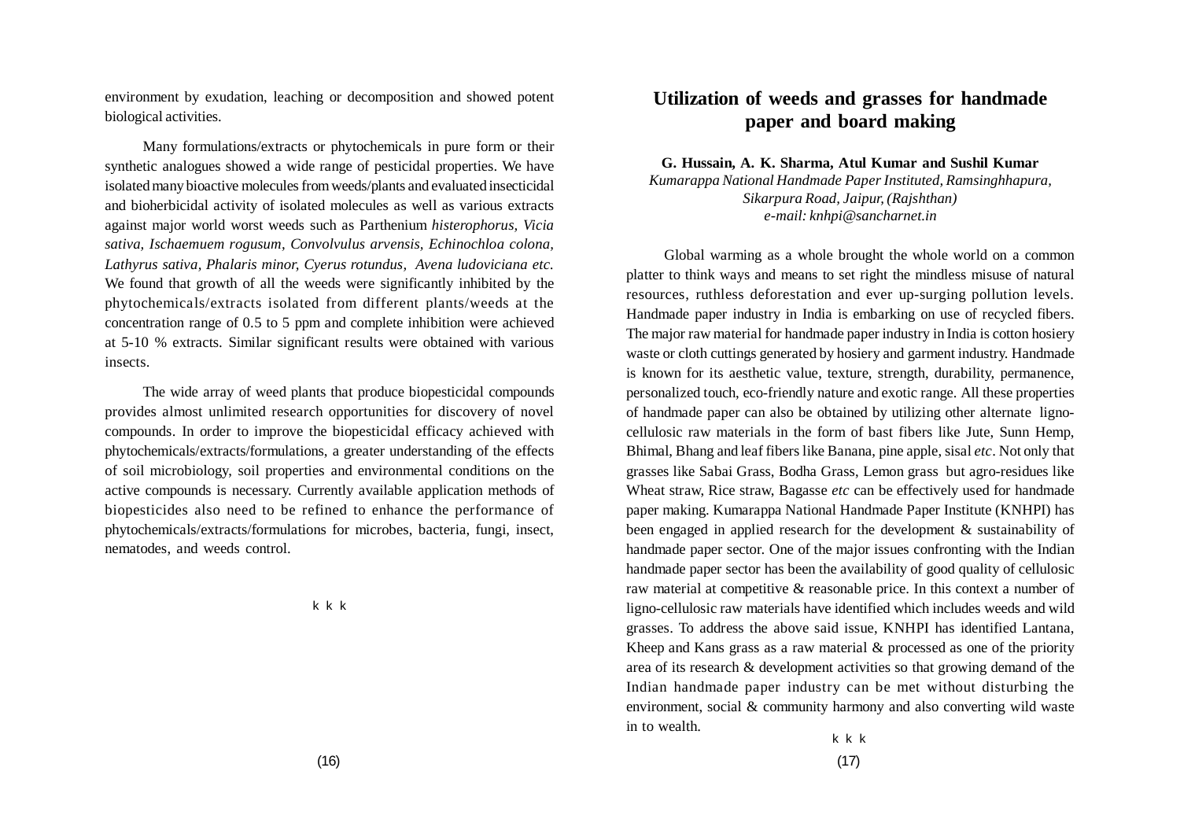environment by exudation, leaching or decomposition and showed potent biological activities.

Many formulations/extracts or phytochemicals in pure form or their synthetic analogues showed a wide range of pesticidal properties. We have isolated many bioactive molecules from weeds/plants and evaluated insecticidal and bioherbicidal activity of isolated molecules as well as various extracts against major world worst weeds such as Parthenium *histerophorus, Vicia sativa, Ischaemuem rogusum, Convolvulus arvensis, Echinochloa colona, Lathyrus sativa, Phalaris minor, Cyerus rotundus, Avena ludoviciana etc.* We found that growth of all the weeds were significantly inhibited by the phytochemicals/extracts isolated from different plants/weeds at the concentration range of 0.5 to 5 ppm and complete inhibition were achieved at 5-10 % extracts. Similar significant results were obtained with various insects.

The wide array of weed plants that produce biopesticidal compounds provides almost unlimited research opportunities for discovery of novel compounds. In order to improve the biopesticidal efficacy achieved with phytochemicals/extracts/formulations, a greater understanding of the effects of soil microbiology, soil properties and environmental conditions on the active compounds is necessary. Currently available application methods of biopesticides also need to be refined to enhance the performance of phytochemicals/extracts/formulations for microbes, bacteria, fungi, insect, nematodes, and weeds control.

k k k

# Utilization of weeds and grasses for handmade paper and board making

**G. Hussain, A. K. Sharma, Atul Kumar and Sushil Kumar**

*Kumarappa National Handmade Paper Instituted, Ramsinghhapura, Sikarpura Road, Jaipur, (Rajshthan)*

*e-mail: knhpi@sancharnet.in*

Global warming as a whole brought the whole world on a common platter to think ways and means to set right the mindless misuse of natural resources, ruthless deforestation and ever up-surging pollution levels. Handmade paper industry in India is embarking on use of recycled fibers. The major raw material for handmade paper industry in India is cotton hosiery waste or cloth cuttings generated by hosiery and garment industry. Handmade is known for its aesthetic value, texture, strength, durability, permanence, personalized touch, eco-friendly nature and exotic range. All these properties of handmade paper can also be obtained by utilizing other alternate ligno-cellulosic raw materials in the form of bast fibers like Jute, Sunn Hemp, Bhimal, Bhang and leaf fibers like Banana, pine apple, sisal *etc*. Not only that grasses like Sabai Grass, Bodha Grass, Lemon grass but agro-residues like Wheat straw, Rice straw, Bagasse *etc* can be effectively used for handmade paper making. Kumarappa National Handmade Paper Institute (KNHPI) has been engaged in applied research for the development & sustainability of handmade paper sector. One of the major issues confronting with the Indian handmade paper sector has been the availability of good quality of cellulosic raw material at competitive & reasonable price. In this context a number of ligno-cellulosic raw materials have identified which includes weeds and wild grasses. To address the above said issue, KNHPI has identified Lantana, Kheep and Kans grass as a raw material & processed as one of the priority area of its research & development activities so that growing demand of the Indian handmade paper industry can be met without disturbing the environment, social & community harmony and also converting wild waste in to wealth.

k k k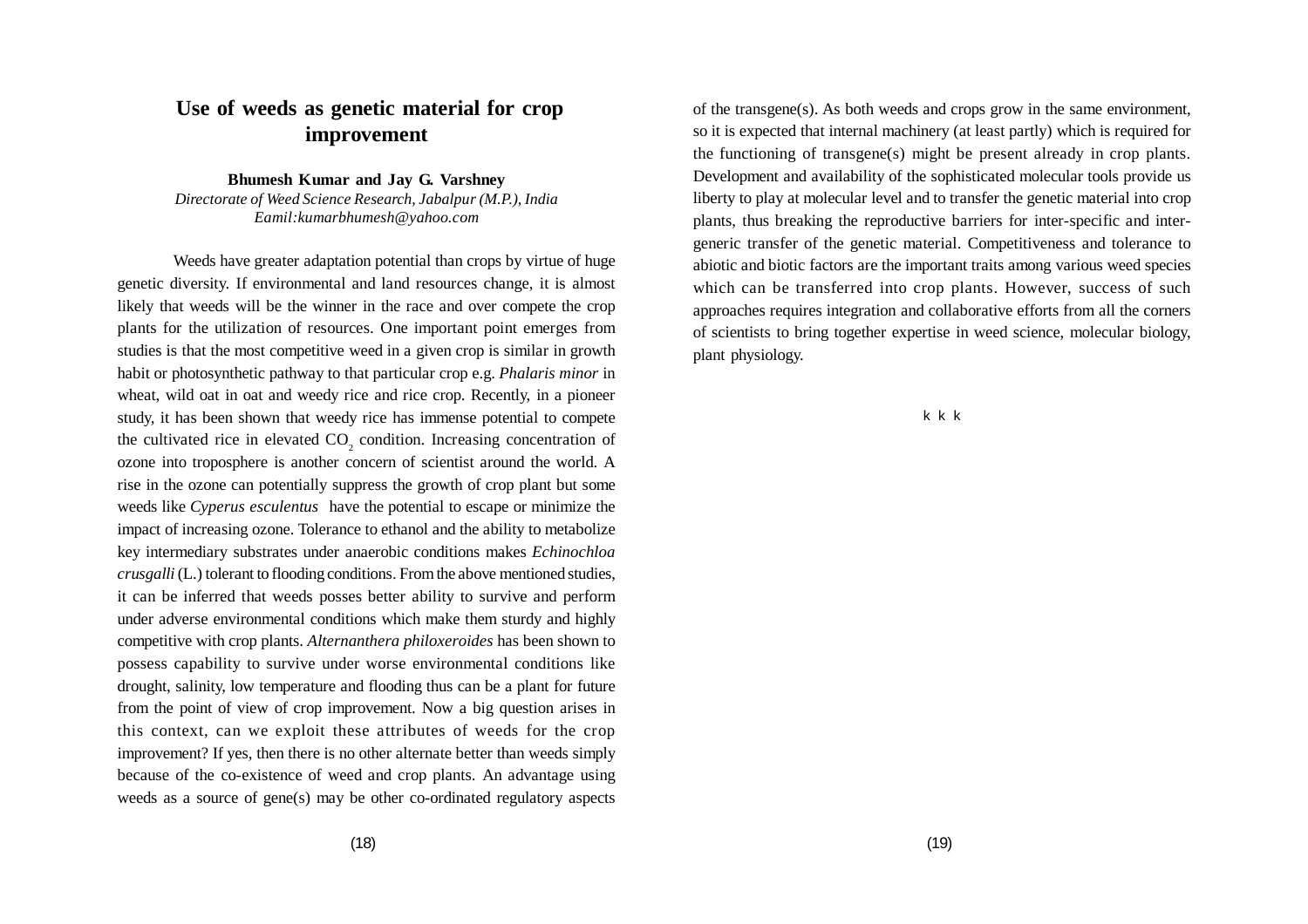# Use of weeds as genetic material for crop improvement

**Bhumesh Kumar and Jay G. Varshney**

*Directorate of Weed Science Research, Jabalpur (M.P.), India*
*Eamil:kumarbhumesh@yahoo.com*

Weeds have greater adaptation potential than crops by virtue of huge genetic diversity. If environmental and land resources change, it is almost likely that weeds will be the winner in the race and over compete the crop plants for the utilization of resources. One important point emerges from studies is that the most competitive weed in a given crop is similar in growth habit or photosynthetic pathway to that particular crop e.g. *Phalaris minor* in wheat, wild oat in oat and weedy rice and rice crop. Recently, in a pioneer study, it has been shown that weedy rice has immense potential to compete the cultivated rice in elevated $CO_2$ condition. Increasing concentration of ozone into troposphere is another concern of scientist around the world. A rise in the ozone can potentially suppress the growth of crop plant but some weeds like *Cyperus esculentus* have the potential to escape or minimize the impact of increasing ozone. Tolerance to ethanol and the ability to metabolize key intermediary substrates under anaerobic conditions makes *Echinochloa crusgalli* (L.) tolerant to flooding conditions. From the above mentioned studies, it can be inferred that weeds posses better ability to survive and perform under adverse environmental conditions which make them sturdy and highly competitive with crop plants. *Alternanthera philoxeroides* has been shown to possess capability to survive under worse environmental conditions like drought, salinity, low temperature and flooding thus can be a plant for future from the point of view of crop improvement. Now a big question arises in this context, can we exploit these attributes of weeds for the crop improvement? If yes, then there is no other alternate better than weeds simply because of the co-existence of weed and crop plants. An advantage using weeds as a source of gene(s) may be other co-ordinated regulatory aspects of the transgene(s). As both weeds and crops grow in the same environment, so it is expected that internal machinery (at least partly) which is required for the functioning of transgene(s) might be present already in crop plants. Development and availability of the sophisticated molecular tools provide us liberty to play at molecular level and to transfer the genetic material into crop plants, thus breaking the reproductive barriers for inter-specific and inter-generic transfer of the genetic material. Competitiveness and tolerance to abiotic and biotic factors are the important traits among various weed species which can be transferred into crop plants. However, success of such approaches requires integration and collaborative efforts from all the corners of scientists to bring together expertise in weed science, molecular biology, plant physiology.

k k k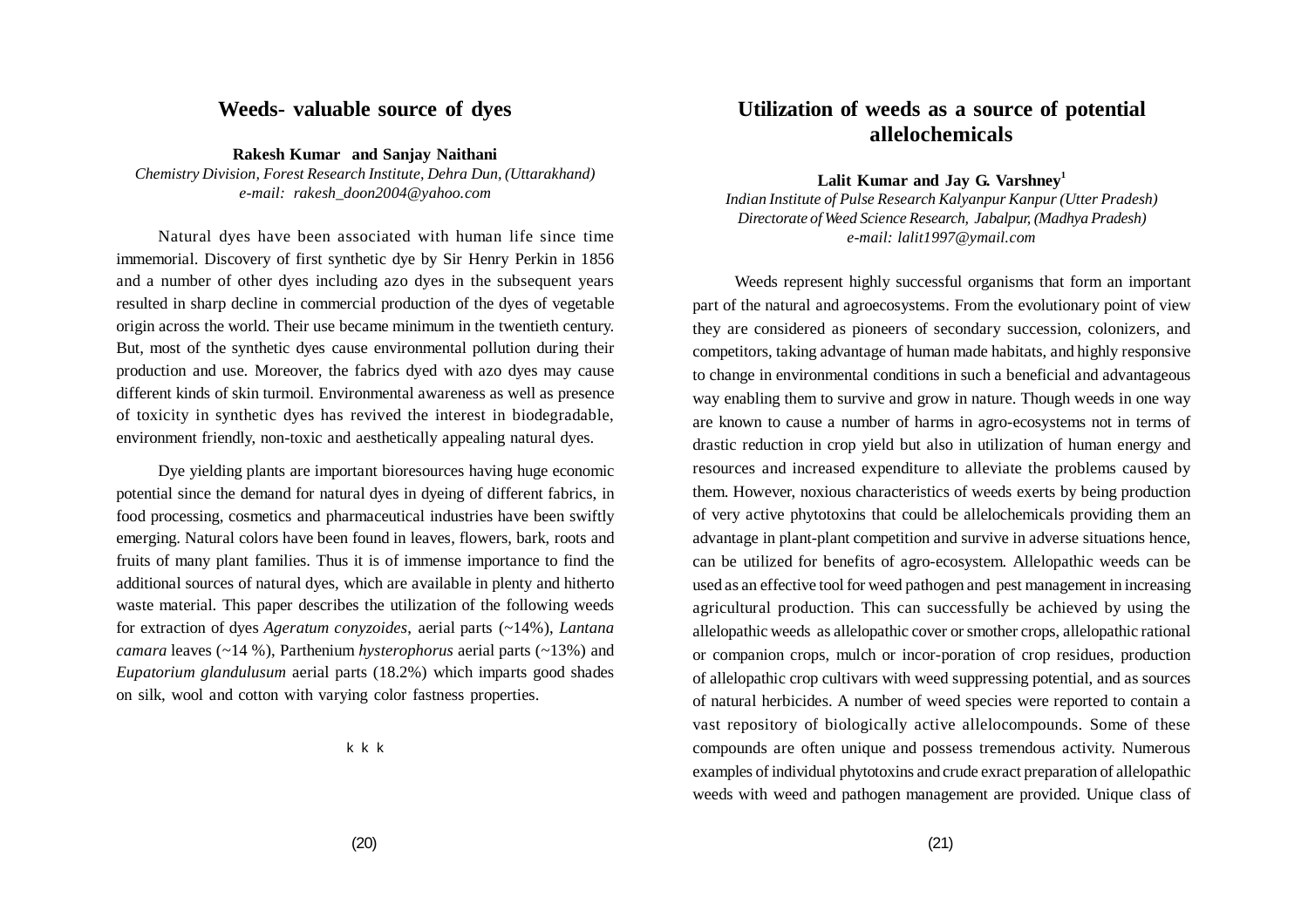## Weeds- valuable source of dyes

**Rakesh Kumar and Sanjay Naithani**

*Chemistry Division, Forest Research Institute, Dehra Dun, (Uttarakhand)*
*e-mail: rakesh_doon2004@yahoo.com*

Natural dyes have been associated with human life since time immemorial. Discovery of first synthetic dye by Sir Henry Perkin in 1856 and a number of other dyes including azo dyes in the subsequent years resulted in sharp decline in commercial production of the dyes of vegetable origin across the world. Their use became minimum in the twentieth century. But, most of the synthetic dyes cause environmental pollution during their production and use. Moreover, the fabrics dyed with azo dyes may cause different kinds of skin turmoil. Environmental awareness as well as presence of toxicity in synthetic dyes has revived the interest in biodegradable, environment friendly, non-toxic and aesthetically appealing natural dyes.

Dye yielding plants are important bioresources having huge economic potential since the demand for natural dyes in dyeing of different fabrics, in food processing, cosmetics and pharmaceutical industries have been swiftly emerging. Natural colors have been found in leaves, flowers, bark, roots and fruits of many plant families. Thus it is of immense importance to find the additional sources of natural dyes, which are available in plenty and hitherto waste material. This paper describes the utilization of the following weeds for extraction of dyes *Ageratum conyzoides*, aerial parts (~14%), *Lantana camara* leaves (~14 %), Parthenium *hysterophorus* aerial parts (~13%) and *Eupatorium glandulusum* aerial parts (18.2%) which imparts good shades on silk, wool and cotton with varying color fastness properties.

k k k

## Utilization of weeds as a source of potential allelochemicals

**Lalit Kumar and Jay G. Varshney[1]**

*Indian Institute of Pulse Research Kalyanpur Kanpur (Utter Pradesh)*
*Directorate of Weed Science Research, Jabalpur, (Madhya Pradesh)*
*e-mail: lalit1997@ymail.com*

Weeds represent highly successful organisms that form an important part of the natural and agroecosystems. From the evolutionary point of view they are considered as pioneers of secondary succession, colonizers, and competitors, taking advantage of human made habitats, and highly responsive to change in environmental conditions in such a beneficial and advantageous way enabling them to survive and grow in nature. Though weeds in one way are known to cause a number of harms in agro-ecosystems not in terms of drastic reduction in crop yield but also in utilization of human energy and resources and increased expenditure to alleviate the problems caused by them. However, noxious characteristics of weeds exerts by being production of very active phytotoxins that could be allelochemicals providing them an advantage in plant-plant competition and survive in adverse situations hence, can be utilized for benefits of agro-ecosystem. Allelopathic weeds can be used as an effective tool for weed pathogen and pest management in increasing agricultural production. This can successfully be achieved by using the allelopathic weeds as allelopathic cover or smother crops, allelopathic rational or companion crops, mulch or incor-poration of crop residues, production of allelopathic crop cultivars with weed suppressing potential, and as sources of natural herbicides. A number of weed species were reported to contain a vast repository of biologically active allelocompounds. Some of these compounds are often unique and possess tremendous activity. Numerous examples of individual phytotoxins and crude exract preparation of allelopathic weeds with weed and pathogen management are provided. Unique class of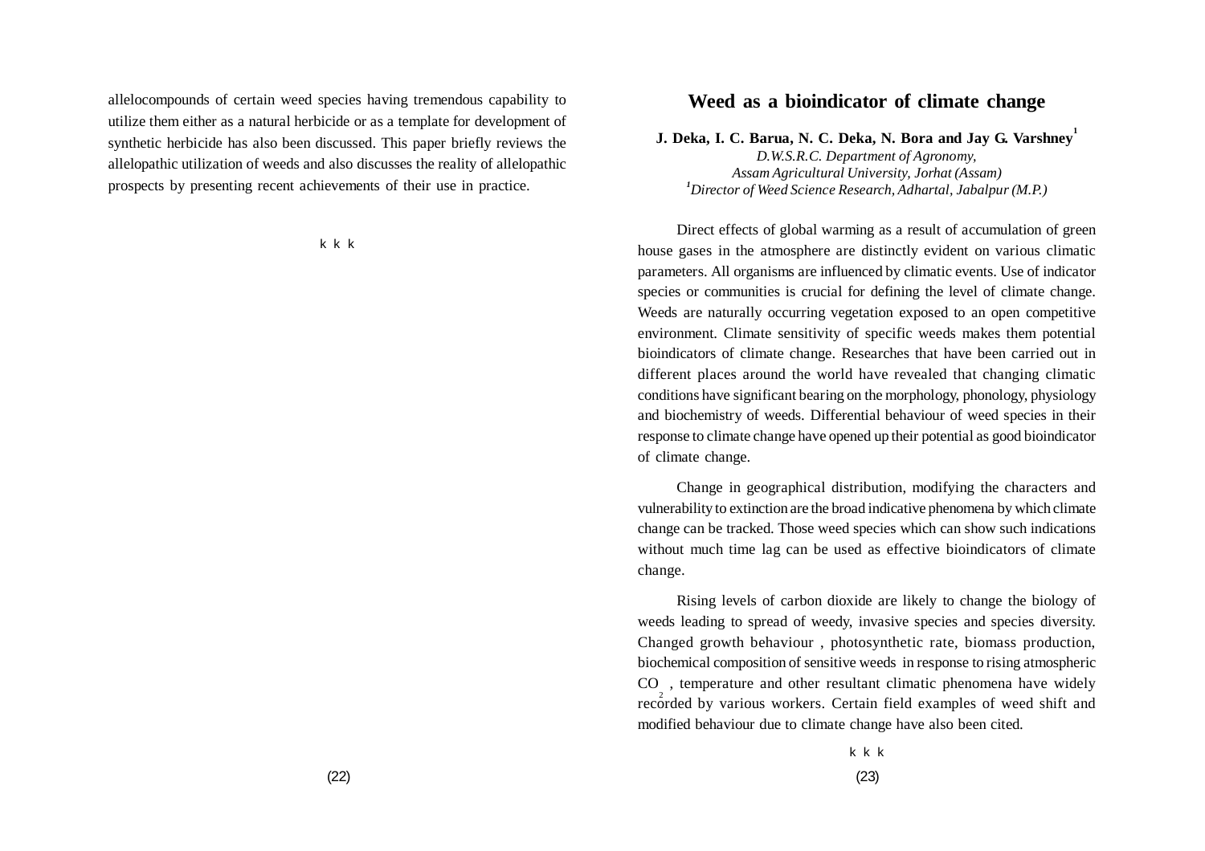allelocompounds of certain weed species having tremendous capability to utilize them either as a natural herbicide or as a template for development of synthetic herbicide has also been discussed. This paper briefly reviews the allelopathic utilization of weeds and also discusses the reality of allelopathic prospects by presenting recent achievements of their use in practice.

k k k

# Weed as a bioindicator of climate change

**J. Deka, I. C. Barua, N. C. Deka, N. Bora and Jay G. Varshney[1]**

*D.W.S.R.C. Department of Agronomy,*
*Assam Agricultural University, Jorhat (Assam)*
*[1]Director of Weed Science Research, Adhartal, Jabalpur (M.P.)*

Direct effects of global warming as a result of accumulation of green house gases in the atmosphere are distinctly evident on various climatic parameters. All organisms are influenced by climatic events. Use of indicator species or communities is crucial for defining the level of climate change. Weeds are naturally occurring vegetation exposed to an open competitive environment. Climate sensitivity of specific weeds makes them potential bioindicators of climate change. Researches that have been carried out in different places around the world have revealed that changing climatic conditions have significant bearing on the morphology, phonology, physiology and biochemistry of weeds. Differential behaviour of weed species in their response to climate change have opened up their potential as good bioindicator of climate change.

Change in geographical distribution, modifying the characters and vulnerability to extinction are the broad indicative phenomena by which climate change can be tracked. Those weed species which can show such indications without much time lag can be used as effective bioindicators of climate change.

Rising levels of carbon dioxide are likely to change the biology of weeds leading to spread of weedy, invasive species and species diversity. Changed growth behaviour , photosynthetic rate, biomass production, biochemical composition of sensitive weeds in response to rising atmospheric $CO_2$ , temperature and other resultant climatic phenomena have widely recorded by various workers. Certain field examples of weed shift and modified behaviour due to climate change have also been cited.

k k k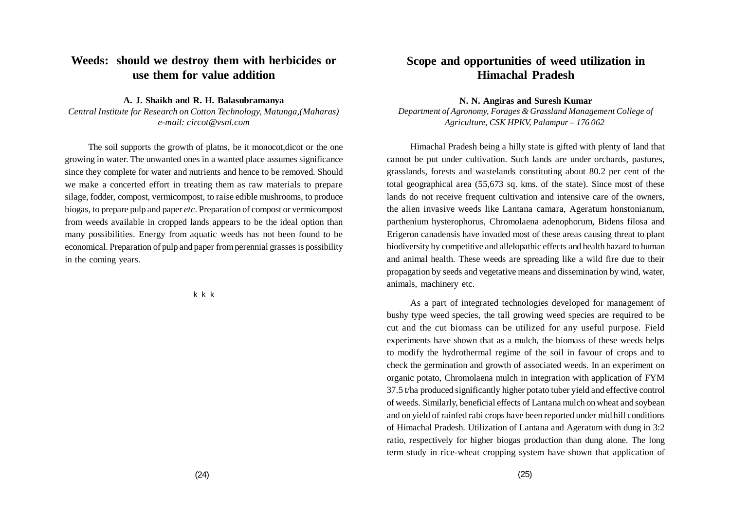## Weeds: should we destroy them with herbicides or use them for value addition

**A. J. Shaikh and R. H. Balasubramanya**

*Central Institute for Research on Cotton Technology, Matunga,(Maharas)*
*e-mail: circot@vsnl.com*

The soil supports the growth of platns, be it monocot,dicot or the one growing in water. The unwanted ones in a wanted place assumes significance since they complete for water and nutrients and hence to be removed. Should we make a concerted effort in treating them as raw materials to prepare silage, fodder, compost, vermicompost, to raise edible mushrooms, to produce biogas, to prepare pulp and paper *etc*. Preparation of compost or vermicompost from weeds available in cropped lands appears to be the ideal option than many possibilities. Energy from aquatic weeds has not been found to be economical. Preparation of pulp and paper from perennial grasses is possibility in the coming years.

k k k

## Scope and opportunities of weed utilization in Himachal Pradesh

**N. N. Angiras and Suresh Kumar**

*Department of Agronomy, Forages & Grassland Management College of Agriculture, CSK HPKV, Palampur – 176 062*

Himachal Pradesh being a hilly state is gifted with plenty of land that cannot be put under cultivation. Such lands are under orchards, pastures, grasslands, forests and wastelands constituting about 80.2 per cent of the total geographical area (55,673 sq. kms. of the state). Since most of these lands do not receive frequent cultivation and intensive care of the owners, the alien invasive weeds like Lantana camara, Ageratum honstonianum, parthenium hysterophorus, Chromolaena adenophorum, Bidens filosa and Erigeron canadensis have invaded most of these areas causing threat to plant biodiversity by competitive and allelopathic effects and health hazard to human and animal health. These weeds are spreading like a wild fire due to their propagation by seeds and vegetative means and dissemination by wind, water, animals, machinery etc.

As a part of integrated technologies developed for management of bushy type weed species, the tall growing weed species are required to be cut and the cut biomass can be utilized for any useful purpose. Field experiments have shown that as a mulch, the biomass of these weeds helps to modify the hydrothermal regime of the soil in favour of crops and to check the germination and growth of associated weeds. In an experiment on organic potato, Chromolaena mulch in integration with application of FYM 37.5 t/ha produced significantly higher potato tuber yield and effective control of weeds. Similarly, beneficial effects of Lantana mulch on wheat and soybean and on yield of rainfed rabi crops have been reported under mid hill conditions of Himachal Pradesh. Utilization of Lantana and Ageratum with dung in 3:2 ratio, respectively for higher biogas production than dung alone. The long term study in rice-wheat cropping system have shown that application of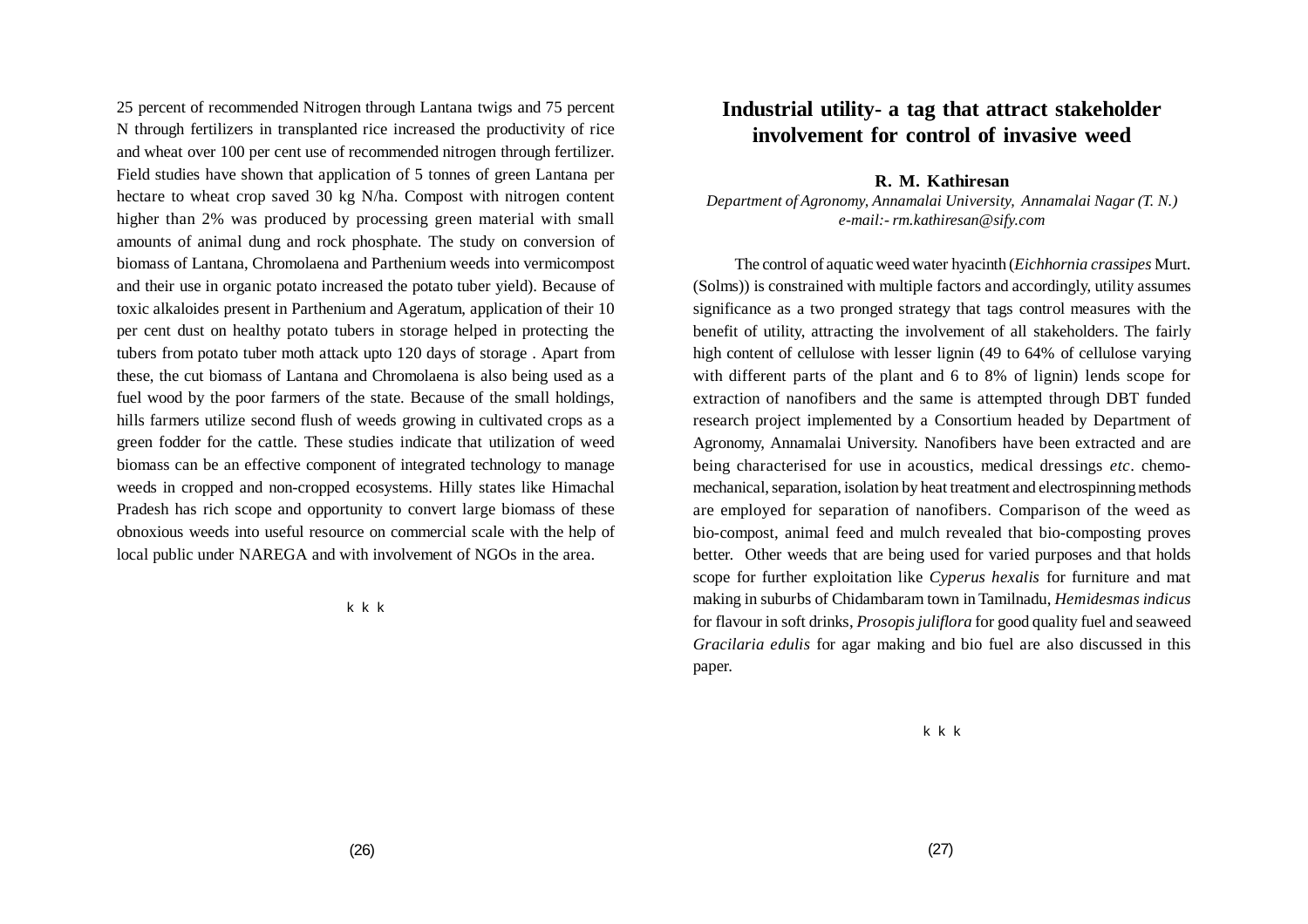25 percent of recommended Nitrogen through Lantana twigs and 75 percent N through fertilizers in transplanted rice increased the productivity of rice and wheat over 100 per cent use of recommended nitrogen through fertilizer. Field studies have shown that application of 5 tonnes of green Lantana per hectare to wheat crop saved 30 kg N/ha. Compost with nitrogen content higher than 2% was produced by processing green material with small amounts of animal dung and rock phosphate. The study on conversion of biomass of Lantana, Chromolaena and Parthenium weeds into vermicompost and their use in organic potato increased the potato tuber yield). Because of toxic alkaloides present in Parthenium and Ageratum, application of their 10 per cent dust on healthy potato tubers in storage helped in protecting the tubers from potato tuber moth attack upto 120 days of storage . Apart from these, the cut biomass of Lantana and Chromolaena is also being used as a fuel wood by the poor farmers of the state. Because of the small holdings, hills farmers utilize second flush of weeds growing in cultivated crops as a green fodder for the cattle. These studies indicate that utilization of weed biomass can be an effective component of integrated technology to manage weeds in cropped and non-cropped ecosystems. Hilly states like Himachal Pradesh has rich scope and opportunity to convert large biomass of these obnoxious weeds into useful resource on commercial scale with the help of local public under NAREGA and with involvement of NGOs in the area.

k k k

## Industrial utility- a tag that attract stakeholder involvement for control of invasive weed

**R. M. Kathiresan**

*Department of Agronomy, Annamalai University, Annamalai Nagar (T. N.)*
*e-mail:- rm.kathiresan@sify.com*

The control of aquatic weed water hyacinth (*Eichhornia crassipes* Murt. (Solms)) is constrained with multiple factors and accordingly, utility assumes significance as a two pronged strategy that tags control measures with the benefit of utility, attracting the involvement of all stakeholders. The fairly high content of cellulose with lesser lignin (49 to 64% of cellulose varying with different parts of the plant and 6 to 8% of lignin) lends scope for extraction of nanofibers and the same is attempted through DBT funded research project implemented by a Consortium headed by Department of Agronomy, Annamalai University. Nanofibers have been extracted and are being characterised for use in acoustics, medical dressings *etc*. chemo-mechanical, separation, isolation by heat treatment and electrospinning methods are employed for separation of nanofibers. Comparison of the weed as bio-compost, animal feed and mulch revealed that bio-composting proves better. Other weeds that are being used for varied purposes and that holds scope for further exploitation like *Cyperus hexalis* for furniture and mat making in suburbs of Chidambaram town in Tamilnadu, *Hemidesmas indicus* for flavour in soft drinks, *Prosopis juliflora* for good quality fuel and seaweed *Gracilaria edulis* for agar making and bio fuel are also discussed in this paper.

k k k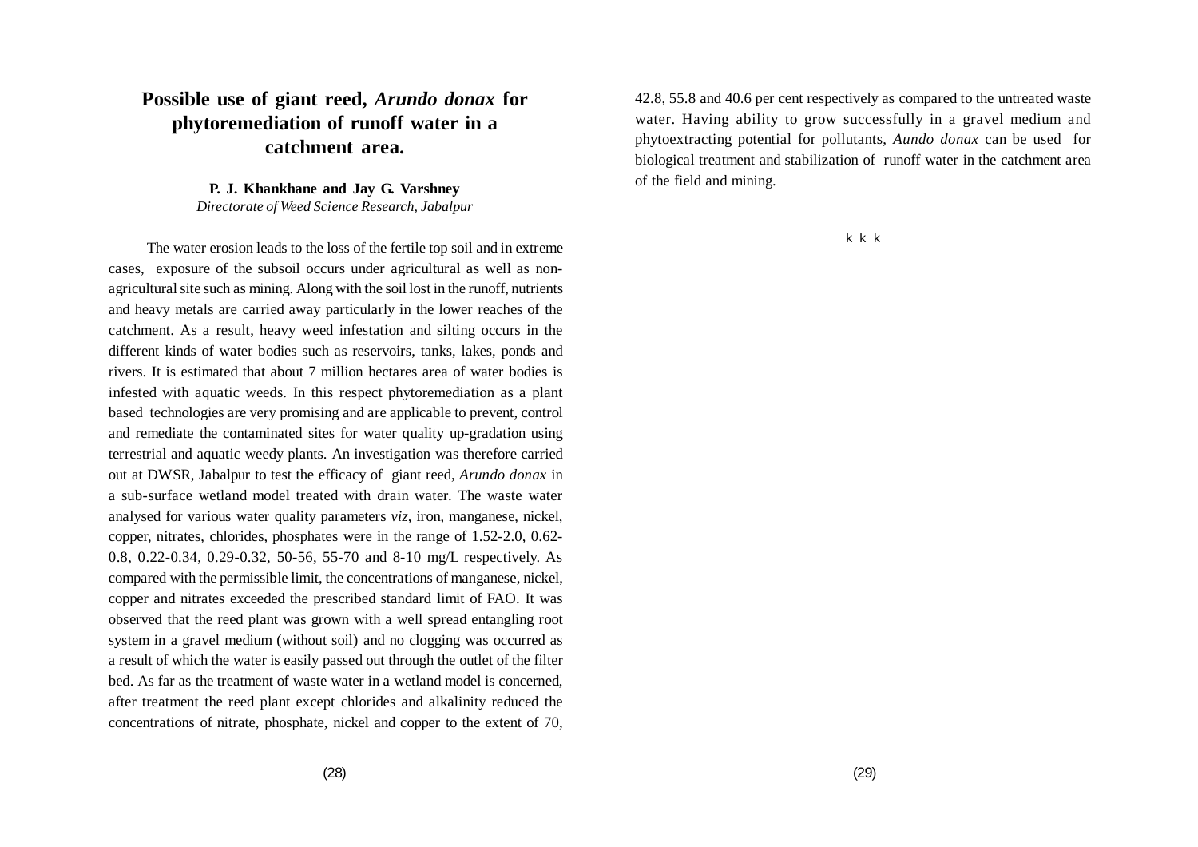## Possible use of giant reed, *Arundo donax* for phytoremediation of runoff water in a catchment area.

**P. J. Khankhane and Jay G. Varshney**
*Directorate of Weed Science Research, Jabalpur*

The water erosion leads to the loss of the fertile top soil and in extreme cases, exposure of the subsoil occurs under agricultural as well as non-agricultural site such as mining. Along with the soil lost in the runoff, nutrients and heavy metals are carried away particularly in the lower reaches of the catchment. As a result, heavy weed infestation and silting occurs in the different kinds of water bodies such as reservoirs, tanks, lakes, ponds and rivers. It is estimated that about 7 million hectares area of water bodies is infested with aquatic weeds. In this respect phytoremediation as a plant based technologies are very promising and are applicable to prevent, control and remediate the contaminated sites for water quality up-gradation using terrestrial and aquatic weedy plants. An investigation was therefore carried out at DWSR, Jabalpur to test the efficacy of giant reed, *Arundo donax* in a sub-surface wetland model treated with drain water. The waste water analysed for various water quality parameters *viz*, iron, manganese, nickel, copper, nitrates, chlorides, phosphates were in the range of 1.52-2.0, 0.62-0.8, 0.22-0.34, 0.29-0.32, 50-56, 55-70 and 8-10 mg/L respectively. As compared with the permissible limit, the concentrations of manganese, nickel, copper and nitrates exceeded the prescribed standard limit of FAO. It was observed that the reed plant was grown with a well spread entangling root system in a gravel medium (without soil) and no clogging was occurred as a result of which the water is easily passed out through the outlet of the filter bed. As far as the treatment of waste water in a wetland model is concerned, after treatment the reed plant except chlorides and alkalinity reduced the concentrations of nitrate, phosphate, nickel and copper to the extent of 70, 42.8, 55.8 and 40.6 per cent respectively as compared to the untreated waste water. Having ability to grow successfully in a gravel medium and phytoextracting potential for pollutants, *Aundo donax* can be used for biological treatment and stabilization of runoff water in the catchment area of the field and mining.

k k k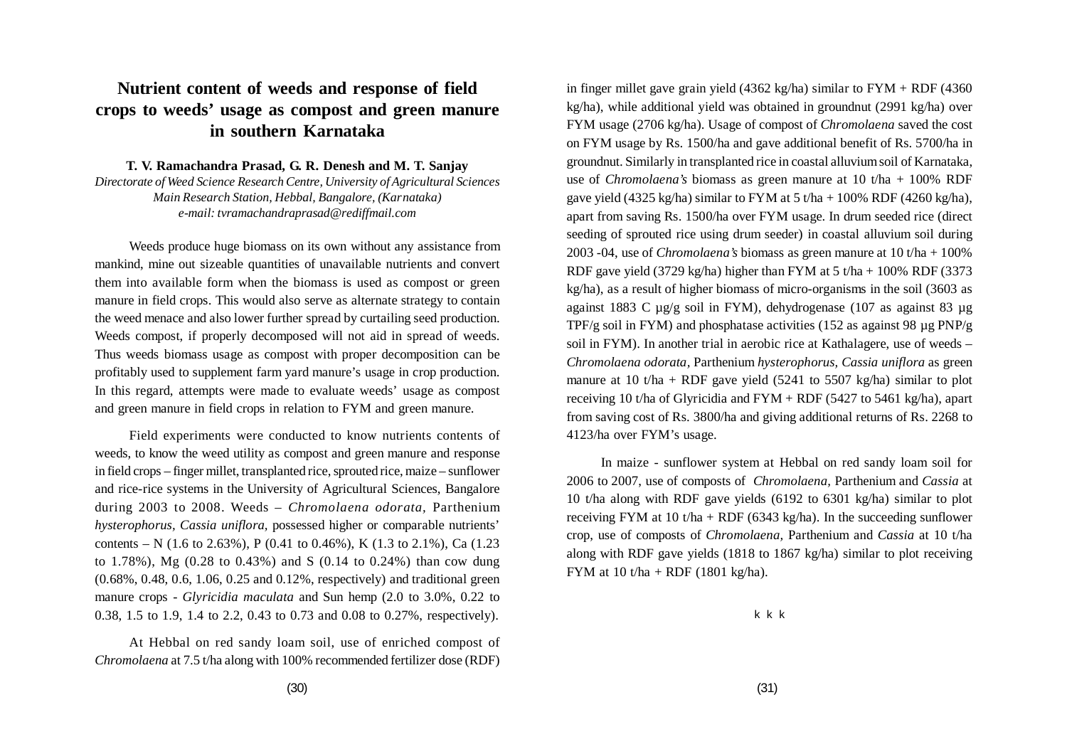# Nutrient content of weeds and response of field crops to weeds' usage as compost and green manure in southern Karnataka

**T. V. Ramachandra Prasad, G. R. Denesh and M. T. Sanjay**

*Directorate of Weed Science Research Centre, University of Agricultural Sciences Main Research Station, Hebbal, Bangalore, (Karnataka)*
*e-mail: tvramachandraprasad@rediffmail.com*

Weeds produce huge biomass on its own without any assistance from mankind, mine out sizeable quantities of unavailable nutrients and convert them into available form when the biomass is used as compost or green manure in field crops. This would also serve as alternate strategy to contain the weed menace and also lower further spread by curtailing seed production. Weeds compost, if properly decomposed will not aid in spread of weeds. Thus weeds biomass usage as compost with proper decomposition can be profitably used to supplement farm yard manure's usage in crop production. In this regard, attempts were made to evaluate weeds' usage as compost and green manure in field crops in relation to FYM and green manure.

Field experiments were conducted to know nutrients contents of weeds, to know the weed utility as compost and green manure and response in field crops – finger millet, transplanted rice, sprouted rice, maize – sunflower and rice-rice systems in the University of Agricultural Sciences, Bangalore during 2003 to 2008. Weeds – *Chromolaena odorata,* Parthenium *hysterophorus, Cassia uniflora,* possessed higher or comparable nutrients' contents – N (1.6 to 2.63%), P (0.41 to 0.46%), K (1.3 to 2.1%), Ca (1.23 to 1.78%), Mg (0.28 to 0.43%) and S (0.14 to 0.24%) than cow dung (0.68%, 0.48, 0.6, 1.06, 0.25 and 0.12%, respectively) and traditional green manure crops - *Glyricidia maculata* and Sun hemp (2.0 to 3.0%, 0.22 to 0.38, 1.5 to 1.9, 1.4 to 2.2, 0.43 to 0.73 and 0.08 to 0.27%, respectively).

At Hebbal on red sandy loam soil, use of enriched compost of *Chromolaena* at 7.5 t/ha along with 100% recommended fertilizer dose (RDF) in finger millet gave grain yield (4362 kg/ha) similar to FYM + RDF (4360 kg/ha), while additional yield was obtained in groundnut (2991 kg/ha) over FYM usage (2706 kg/ha). Usage of compost of *Chromolaena* saved the cost on FYM usage by Rs. 1500/ha and gave additional benefit of Rs. 5700/ha in groundnut. Similarly in transplanted rice in coastal alluvium soil of Karnataka, use of *Chromolaena's* biomass as green manure at 10 t/ha + 100% RDF gave yield (4325 kg/ha) similar to FYM at 5 t/ha + 100% RDF (4260 kg/ha), apart from saving Rs. 1500/ha over FYM usage. In drum seeded rice (direct seeding of sprouted rice using drum seeder) in coastal alluvium soil during 2003 -04, use of *Chromolaena's* biomass as green manure at 10 t/ha + 100% RDF gave yield (3729 kg/ha) higher than FYM at 5 t/ha + 100% RDF (3373 kg/ha), as a result of higher biomass of micro-organisms in the soil (3603 as against 1883 C µg/g soil in FYM), dehydrogenase (107 as against 83 µg TPF/g soil in FYM) and phosphatase activities (152 as against 98 µg PNP/g soil in FYM). In another trial in aerobic rice at Kathalagere, use of weeds – *Chromolaena odorata,* Parthenium *hysterophorus, Cassia uniflora* as green manure at 10 t/ha + RDF gave yield (5241 to 5507 kg/ha) similar to plot receiving 10 t/ha of Glyricidia and FYM + RDF (5427 to 5461 kg/ha), apart from saving cost of Rs. 3800/ha and giving additional returns of Rs. 2268 to 4123/ha over FYM's usage.

In maize - sunflower system at Hebbal on red sandy loam soil for 2006 to 2007, use of composts of *Chromolaena,* Parthenium and *Cassia* at 10 t/ha along with RDF gave yields (6192 to 6301 kg/ha) similar to plot receiving FYM at 10 t/ha + RDF (6343 kg/ha). In the succeeding sunflower crop, use of composts of *Chromolaena,* Parthenium and *Cassia* at 10 t/ha along with RDF gave yields (1818 to 1867 kg/ha) similar to plot receiving FYM at 10 t/ha + RDF (1801 kg/ha).

k k k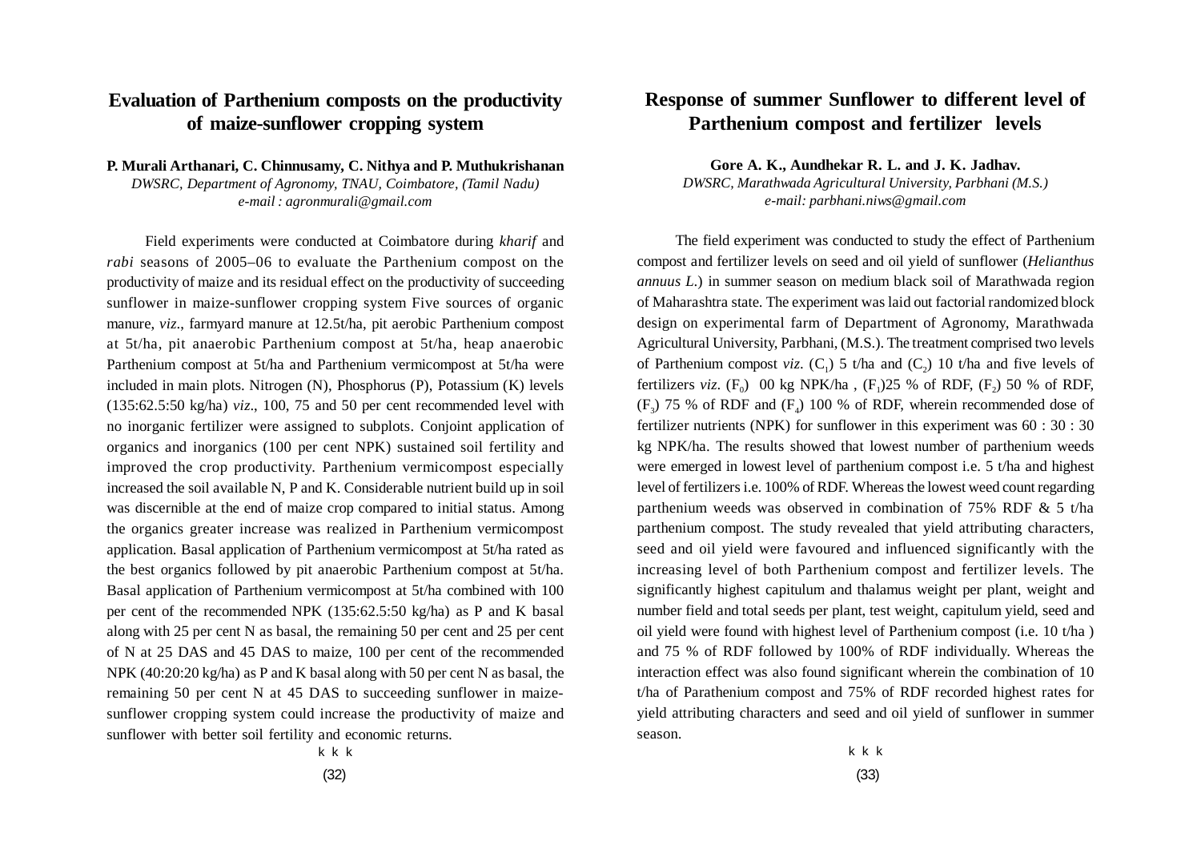## Evaluation of Parthenium composts on the productivity of maize-sunflower cropping system

**P. Murali Arthanari, C. Chinnusamy, C. Nithya and P. Muthukrishanan**
*DWSRC, Department of Agronomy, TNAU, Coimbatore, (Tamil Nadu)*
*e-mail : agronmurali@gmail.com*

Field experiments were conducted at Coimbatore during *kharif* and *rabi* seasons of 2005–06 to evaluate the Parthenium compost on the productivity of maize and its residual effect on the productivity of succeeding sunflower in maize-sunflower cropping system Five sources of organic manure, *viz*., farmyard manure at 12.5t/ha, pit aerobic Parthenium compost at 5t/ha, pit anaerobic Parthenium compost at 5t/ha, heap anaerobic Parthenium compost at 5t/ha and Parthenium vermicompost at 5t/ha were included in main plots. Nitrogen (N), Phosphorus (P), Potassium (K) levels (135:62.5:50 kg/ha) *viz*., 100, 75 and 50 per cent recommended level with no inorganic fertilizer were assigned to subplots. Conjoint application of organics and inorganics (100 per cent NPK) sustained soil fertility and improved the crop productivity. Parthenium vermicompost especially increased the soil available N, P and K. Considerable nutrient build up in soil was discernible at the end of maize crop compared to initial status. Among the organics greater increase was realized in Parthenium vermicompost application. Basal application of Parthenium vermicompost at 5t/ha rated as the best organics followed by pit anaerobic Parthenium compost at 5t/ha. Basal application of Parthenium vermicompost at 5t/ha combined with 100 per cent of the recommended NPK (135:62.5:50 kg/ha) as P and K basal along with 25 per cent N as basal, the remaining 50 per cent and 25 per cent of N at 25 DAS and 45 DAS to maize, 100 per cent of the recommended NPK (40:20:20 kg/ha) as P and K basal along with 50 per cent N as basal, the remaining 50 per cent N at 45 DAS to succeeding sunflower in maize-sunflower cropping system could increase the productivity of maize and sunflower with better soil fertility and economic returns.

k k k

## Response of summer Sunflower to different level of Parthenium compost and fertilizer levels

**Gore A. K., Aundhekar R. L. and J. K. Jadhav.**
*DWSRC, Marathwada Agricultural University, Parbhani (M.S.)*
*e-mail: parbhani.niws@gmail.com*

The field experiment was conducted to study the effect of Parthenium compost and fertilizer levels on seed and oil yield of sunflower (*Helianthus annuus L*.) in summer season on medium black soil of Marathwada region of Maharashtra state. The experiment was laid out factorial randomized block design on experimental farm of Department of Agronomy, Marathwada Agricultural University, Parbhani, (M.S.). The treatment comprised two levels of Parthenium compost *viz*. ($C_1$) 5 t/ha and ($C_2$) 10 t/ha and five levels of fertilizers *viz*. ($F_0$) 00 kg NPK/ha , ($F_1$)25 % of RDF, ($F_2$) 50 % of RDF, ($F_3$) 75 % of RDF and ($F_4$) 100 % of RDF, wherein recommended dose of fertilizer nutrients (NPK) for sunflower in this experiment was 60 : 30 : 30 kg NPK/ha. The results showed that lowest number of parthenium weeds were emerged in lowest level of parthenium compost i.e. 5 t/ha and highest level of fertilizers i.e. 100% of RDF. Whereas the lowest weed count regarding parthenium weeds was observed in combination of 75% RDF & 5 t/ha parthenium compost. The study revealed that yield attributing characters, seed and oil yield were favoured and influenced significantly with the increasing level of both Parthenium compost and fertilizer levels. The significantly highest capitulum and thalamus weight per plant, weight and number field and total seeds per plant, test weight, capitulum yield, seed and oil yield were found with highest level of Parthenium compost (i.e. 10 t/ha ) and 75 % of RDF followed by 100% of RDF individually. Whereas the interaction effect was also found significant wherein the combination of 10 t/ha of Parathenium compost and 75% of RDF recorded highest rates for yield attributing characters and seed and oil yield of sunflower in summer season.

k k k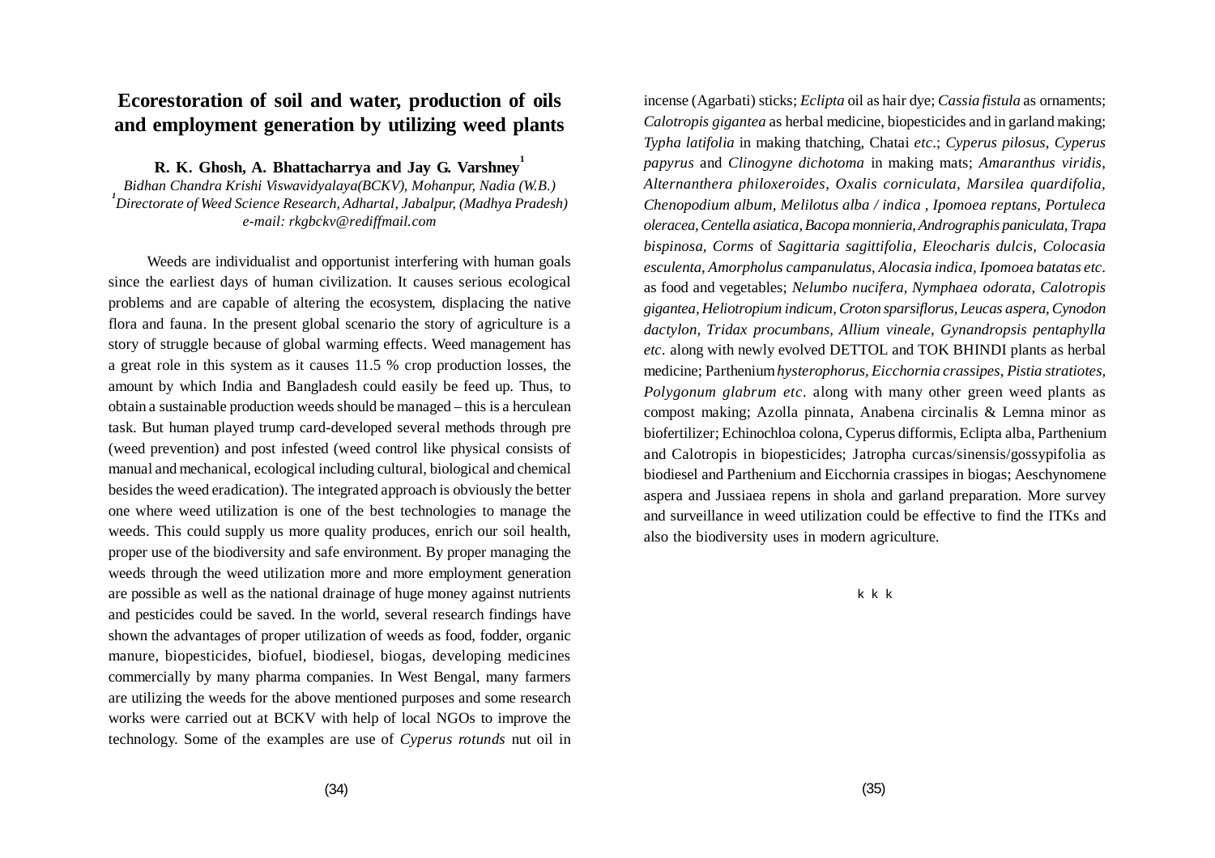# Ecorestoration of soil and water, production of oils and employment generation by utilizing weed plants

**R. K. Ghosh, A. Bhattacharrya and Jay G. Varshney[1]**

*Bidhan Chandra Krishi Viswavidyalaya(BCKV), Mohanpur, Nadia (W.B.)*
*[1]Directorate of Weed Science Research, Adhartal, Jabalpur, (Madhya Pradesh)*
*e-mail: rkgbckv@rediffmail.com*

Weeds are individualist and opportunist interfering with human goals since the earliest days of human civilization. It causes serious ecological problems and are capable of altering the ecosystem, displacing the native flora and fauna. In the present global scenario the story of agriculture is a story of struggle because of global warming effects. Weed management has a great role in this system as it causes 11.5 % crop production losses, the amount by which India and Bangladesh could easily be feed up. Thus, to obtain a sustainable production weeds should be managed – this is a herculean task. But human played trump card-developed several methods through pre (weed prevention) and post infested (weed control like physical consists of manual and mechanical, ecological including cultural, biological and chemical besides the weed eradication). The integrated approach is obviously the better one where weed utilization is one of the best technologies to manage the weeds. This could supply us more quality produces, enrich our soil health, proper use of the biodiversity and safe environment. By proper managing the weeds through the weed utilization more and more employment generation are possible as well as the national drainage of huge money against nutrients and pesticides could be saved. In the world, several research findings have shown the advantages of proper utilization of weeds as food, fodder, organic manure, biopesticides, biofuel, biodiesel, biogas, developing medicines commercially by many pharma companies. In West Bengal, many farmers are utilizing the weeds for the above mentioned purposes and some research works were carried out at BCKV with help of local NGOs to improve the technology. Some of the examples are use of *Cyperus rotunds* nut oil in incense (Agarbati) sticks; *Eclipta* oil as hair dye; *Cassia fistula* as ornaments; *Calotropis gigantea* as herbal medicine, biopesticides and in garland making; *Typha latifolia* in making thatching, Chatai *etc*.; *Cyperus pilosus*, *Cyperus papyrus* and *Clinogyne dichotoma* in making mats; *Amaranthus viridis, Alternanthera philoxeroides, Oxalis corniculata, Marsilea quardifolia, Chenopodium album, Melilotus alba / indica , Ipomoea reptans, Portuleca oleracea, Centella asiatica, Bacopa monnieria, Andrographis paniculata, Trapa bispinosa, Corms* of *Sagittaria sagittifolia, Eleocharis dulcis, Colocasia esculenta, Amorpholus campanulatus, Alocasia indica, Ipomoea batatas etc*. as food and vegetables; *Nelumbo nucifera, Nymphaea odorata, Calotropis gigantea, Heliotropium indicum, Croton sparsiflorus, Leucas aspera, Cynodon dactylon, Tridax procumbans, Allium vineale, Gynandropsis pentaphylla etc*. along with newly evolved DETTOL and TOK BHINDI plants as herbal medicine; Parthenium *hysterophorus, Eicchornia crassipes, Pistia stratiotes, Polygonum glabrum etc*. along with many other green weed plants as compost making; Azolla pinnata, Anabena circinalis & Lemna minor as biofertilizer; Echinochloa colona, Cyperus difformis, Eclipta alba, Parthenium and Calotropis in biopesticides; Jatropha curcas/sinensis/gossypifolia as biodiesel and Parthenium and Eicchornia crassipes in biogas; Aeschynomene aspera and Jussiaea repens in shola and garland preparation. More survey and surveillance in weed utilization could be effective to find the ITKs and also the biodiversity uses in modern agriculture.

k k k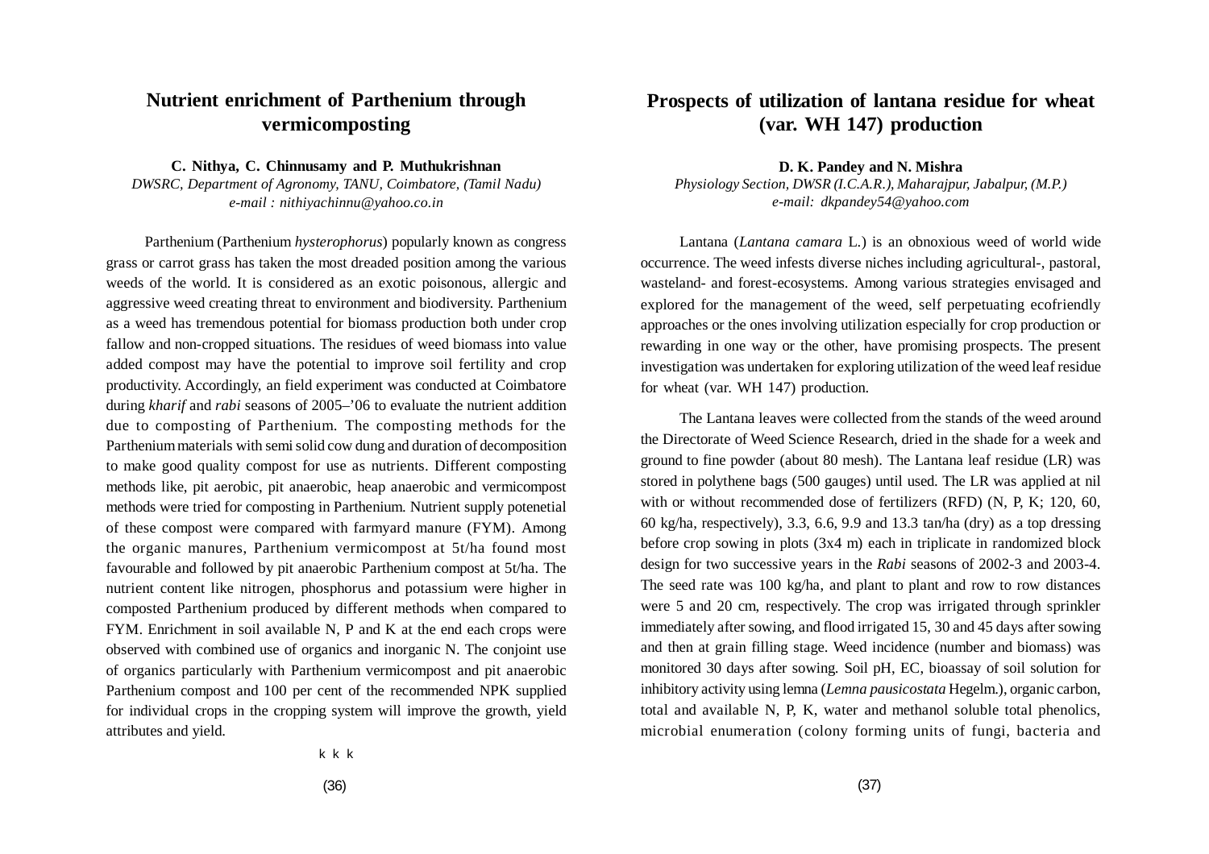## Nutrient enrichment of Parthenium through vermicomposting

**C. Nithya, C. Chinnusamy and P. Muthukrishnan**
*DWSRC, Department of Agronomy, TANU, Coimbatore, (Tamil Nadu)*
*e-mail : nithiyachinnu@yahoo.co.in*

Parthenium (Parthenium *hysterophorus*) popularly known as congress grass or carrot grass has taken the most dreaded position among the various weeds of the world. It is considered as an exotic poisonous, allergic and aggressive weed creating threat to environment and biodiversity. Parthenium as a weed has tremendous potential for biomass production both under crop fallow and non-cropped situations. The residues of weed biomass into value added compost may have the potential to improve soil fertility and crop productivity. Accordingly, an field experiment was conducted at Coimbatore during *kharif* and *rabi* seasons of 2005–'06 to evaluate the nutrient addition due to composting of Parthenium. The composting methods for the Parthenium materials with semi solid cow dung and duration of decomposition to make good quality compost for use as nutrients. Different composting methods like, pit aerobic, pit anaerobic, heap anaerobic and vermicompost methods were tried for composting in Parthenium. Nutrient supply potenetial of these compost were compared with farmyard manure (FYM). Among the organic manures, Parthenium vermicompost at 5t/ha found most favourable and followed by pit anaerobic Parthenium compost at 5t/ha. The nutrient content like nitrogen, phosphorus and potassium were higher in composted Parthenium produced by different methods when compared to FYM. Enrichment in soil available N, P and K at the end each crops were observed with combined use of organics and inorganic N. The conjoint use of organics particularly with Parthenium vermicompost and pit anaerobic Parthenium compost and 100 per cent of the recommended NPK supplied for individual crops in the cropping system will improve the growth, yield attributes and yield.

k k k

## Prospects of utilization of lantana residue for wheat (var. WH 147) production

**D. K. Pandey and N. Mishra**
*Physiology Section, DWSR (I.C.A.R.), Maharajpur, Jabalpur, (M.P.)*
*e-mail: dkpandey54@yahoo.com*

Lantana (*Lantana camara* L.) is an obnoxious weed of world wide occurrence. The weed infests diverse niches including agricultural-, pastoral, wasteland- and forest-ecosystems. Among various strategies envisaged and explored for the management of the weed, self perpetuating ecofriendly approaches or the ones involving utilization especially for crop production or rewarding in one way or the other, have promising prospects. The present investigation was undertaken for exploring utilization of the weed leaf residue for wheat (var. WH 147) production.

The Lantana leaves were collected from the stands of the weed around the Directorate of Weed Science Research, dried in the shade for a week and ground to fine powder (about 80 mesh). The Lantana leaf residue (LR) was stored in polythene bags (500 gauges) until used. The LR was applied at nil with or without recommended dose of fertilizers (RFD) (N, P, K; 120, 60, 60 kg/ha, respectively), 3.3, 6.6, 9.9 and 13.3 tan/ha (dry) as a top dressing before crop sowing in plots (3x4 m) each in triplicate in randomized block design for two successive years in the *Rabi* seasons of 2002-3 and 2003-4. The seed rate was 100 kg/ha, and plant to plant and row to row distances were 5 and 20 cm, respectively. The crop was irrigated through sprinkler immediately after sowing, and flood irrigated 15, 30 and 45 days after sowing and then at grain filling stage. Weed incidence (number and biomass) was monitored 30 days after sowing. Soil pH, EC, bioassay of soil solution for inhibitory activity using lemna (*Lemna pausicostata* Hegelm.), organic carbon, total and available N, P, K, water and methanol soluble total phenolics, microbial enumeration (colony forming units of fungi, bacteria and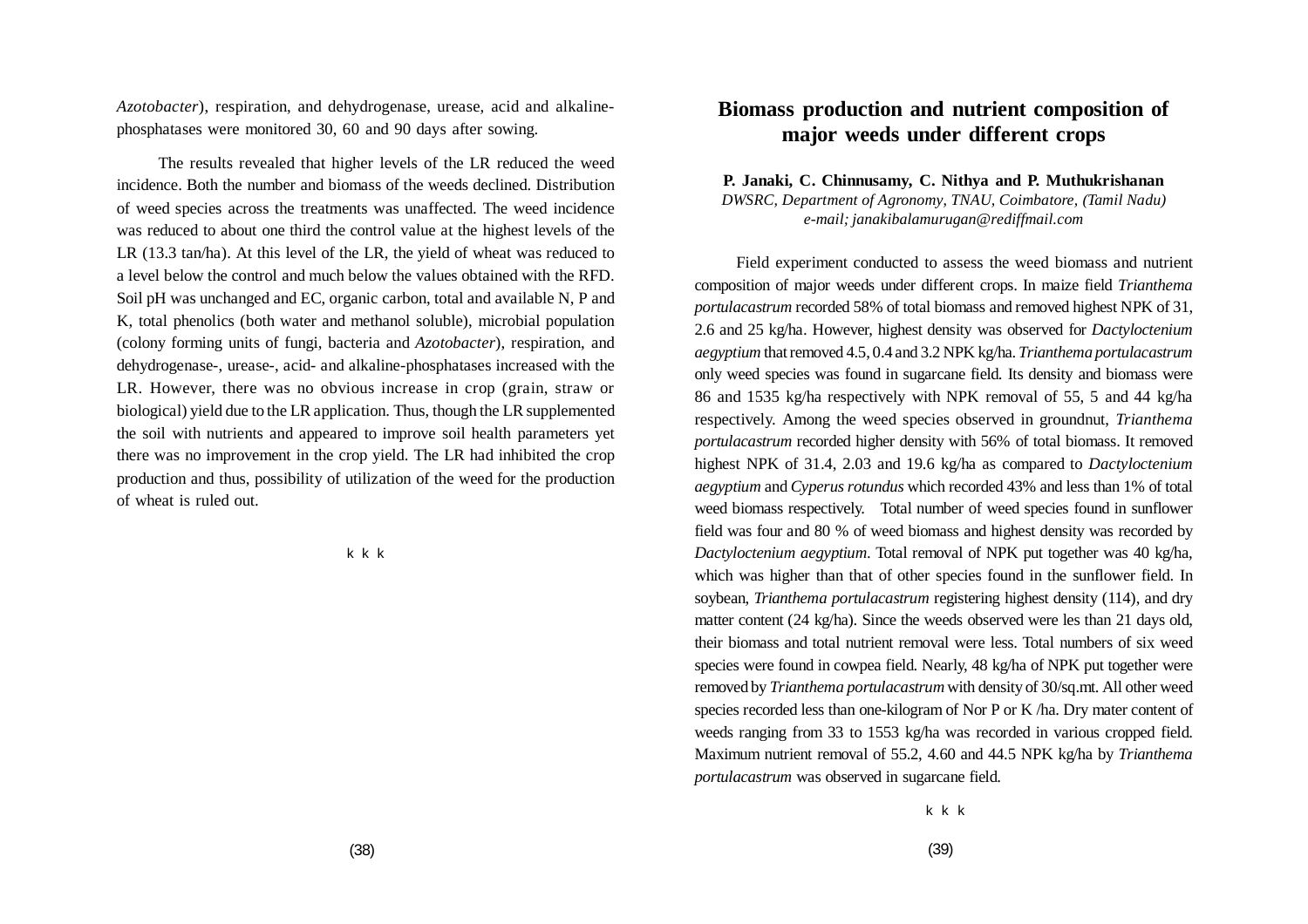*Azotobacter*), respiration, and dehydrogenase, urease, acid and alkaline-phosphatases were monitored 30, 60 and 90 days after sowing.

The results revealed that higher levels of the LR reduced the weed incidence. Both the number and biomass of the weeds declined. Distribution of weed species across the treatments was unaffected. The weed incidence was reduced to about one third the control value at the highest levels of the LR (13.3 tan/ha). At this level of the LR, the yield of wheat was reduced to a level below the control and much below the values obtained with the RFD. Soil pH was unchanged and EC, organic carbon, total and available N, P and K, total phenolics (both water and methanol soluble), microbial population (colony forming units of fungi, bacteria and *Azotobacter*), respiration, and dehydrogenase-, urease-, acid- and alkaline-phosphatases increased with the LR. However, there was no obvious increase in crop (grain, straw or biological) yield due to the LR application. Thus, though the LR supplemented the soil with nutrients and appeared to improve soil health parameters yet there was no improvement in the crop yield. The LR had inhibited the crop production and thus, possibility of utilization of the weed for the production of wheat is ruled out.

k k k

## Biomass production and nutrient composition of major weeds under different crops

**P. Janaki, C. Chinnusamy, C. Nithya and P. Muthukrishanan**
*DWSRC, Department of Agronomy, TNAU, Coimbatore, (Tamil Nadu)*
*e-mail; janakibalamurugan@rediffmail.com*

Field experiment conducted to assess the weed biomass and nutrient composition of major weeds under different crops. In maize field *Trianthema portulacastrum* recorded 58% of total biomass and removed highest NPK of 31, 2.6 and 25 kg/ha. However, highest density was observed for *Dactyloctenium aegyptium* that removed 4.5, 0.4 and 3.2 NPK kg/ha. *Trianthema portulacastrum* only weed species was found in sugarcane field. Its density and biomass were 86 and 1535 kg/ha respectively with NPK removal of 55, 5 and 44 kg/ha respectively. Among the weed species observed in groundnut, *Trianthema portulacastrum* recorded higher density with 56% of total biomass. It removed highest NPK of 31.4, 2.03 and 19.6 kg/ha as compared to *Dactyloctenium aegyptium* and *Cyperus rotundus* which recorded 43% and less than 1% of total weed biomass respectively. Total number of weed species found in sunflower field was four and 80 % of weed biomass and highest density was recorded by *Dactyloctenium aegyptium*. Total removal of NPK put together was 40 kg/ha, which was higher than that of other species found in the sunflower field. In soybean, *Trianthema portulacastrum* registering highest density (114), and dry matter content (24 kg/ha). Since the weeds observed were les than 21 days old, their biomass and total nutrient removal were less. Total numbers of six weed species were found in cowpea field. Nearly, 48 kg/ha of NPK put together were removed by *Trianthema portulacastrum* with density of 30/sq.mt. All other weed species recorded less than one-kilogram of Nor P or K /ha. Dry mater content of weeds ranging from 33 to 1553 kg/ha was recorded in various cropped field. Maximum nutrient removal of 55.2, 4.60 and 44.5 NPK kg/ha by *Trianthema portulacastrum* was observed in sugarcane field.

k k k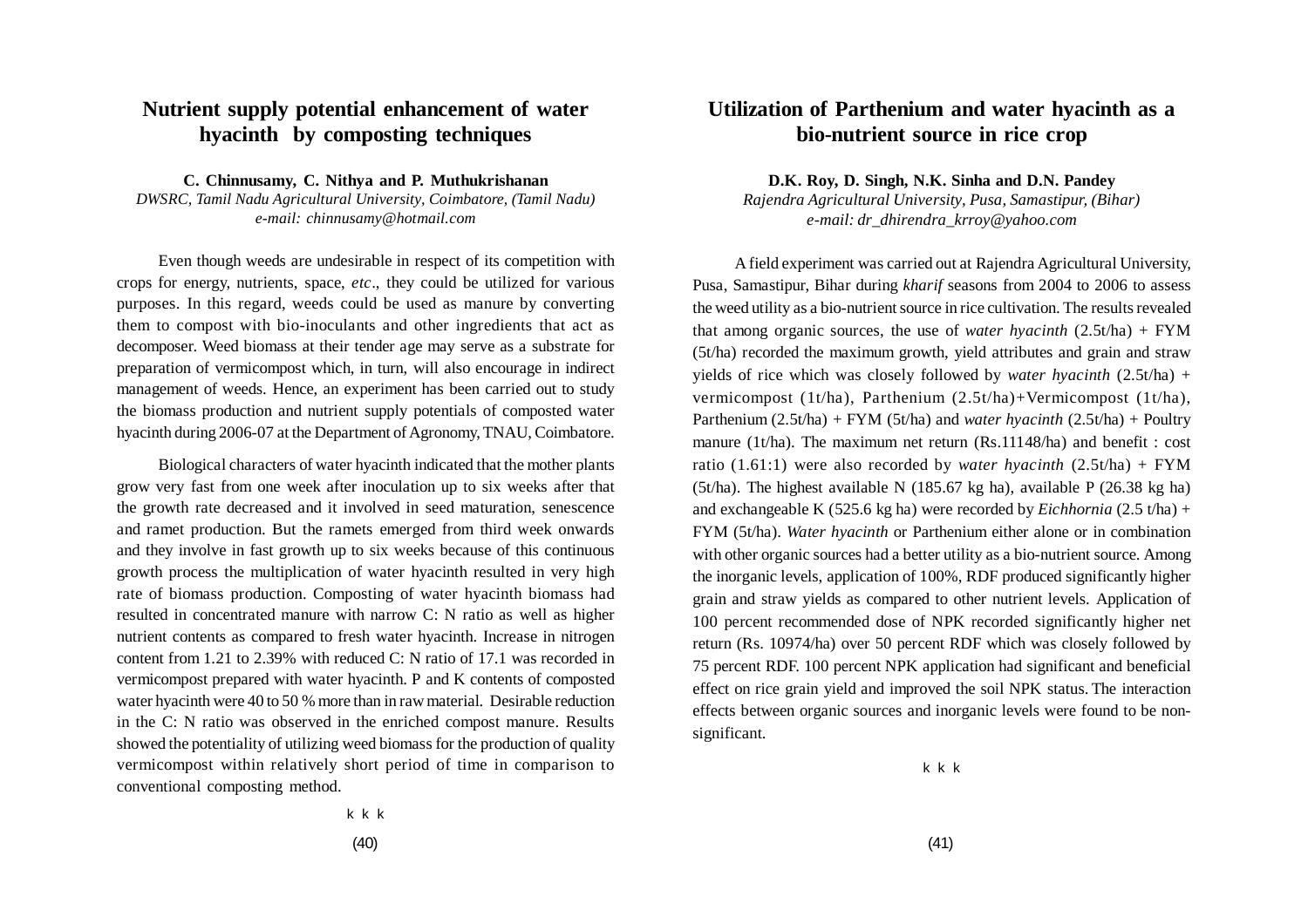## Nutrient supply potential enhancement of water hyacinth by composting techniques

**C. Chinnusamy, C. Nithya and P. Muthukrishanan**
*DWSRC, Tamil Nadu Agricultural University, Coimbatore, (Tamil Nadu)*
*e-mail: chinnusamy@hotmail.com*

Even though weeds are undesirable in respect of its competition with crops for energy, nutrients, space, *etc*., they could be utilized for various purposes. In this regard, weeds could be used as manure by converting them to compost with bio-inoculants and other ingredients that act as decomposer. Weed biomass at their tender age may serve as a substrate for preparation of vermicompost which, in turn, will also encourage in indirect management of weeds. Hence, an experiment has been carried out to study the biomass production and nutrient supply potentials of composted water hyacinth during 2006-07 at the Department of Agronomy, TNAU, Coimbatore.

Biological characters of water hyacinth indicated that the mother plants grow very fast from one week after inoculation up to six weeks after that the growth rate decreased and it involved in seed maturation, senescence and ramet production. But the ramets emerged from third week onwards and they involve in fast growth up to six weeks because of this continuous growth process the multiplication of water hyacinth resulted in very high rate of biomass production. Composting of water hyacinth biomass had resulted in concentrated manure with narrow C: N ratio as well as higher nutrient contents as compared to fresh water hyacinth. Increase in nitrogen content from 1.21 to 2.39% with reduced C: N ratio of 17.1 was recorded in vermicompost prepared with water hyacinth. P and K contents of composted water hyacinth were 40 to 50 % more than in raw material. Desirable reduction in the C: N ratio was observed in the enriched compost manure. Results showed the potentiality of utilizing weed biomass for the production of quality vermicompost within relatively short period of time in comparison to conventional composting method.

k k k

## Utilization of Parthenium and water hyacinth as a bio-nutrient source in rice crop

**D.K. Roy, D. Singh, N.K. Sinha and D.N. Pandey**
*Rajendra Agricultural University, Pusa, Samastipur, (Bihar)*
*e-mail: dr_dhirendra_krroy@yahoo.com*

A field experiment was carried out at Rajendra Agricultural University, Pusa, Samastipur, Bihar during *kharif* seasons from 2004 to 2006 to assess the weed utility as a bio-nutrient source in rice cultivation. The results revealed that among organic sources, the use of *water hyacinth* (2.5t/ha) + FYM (5t/ha) recorded the maximum growth, yield attributes and grain and straw yields of rice which was closely followed by *water hyacinth* (2.5t/ha) + vermicompost (1t/ha), Parthenium (2.5t/ha)+Vermicompost (1t/ha), Parthenium (2.5t/ha) + FYM (5t/ha) and *water hyacinth* (2.5t/ha) + Poultry manure (1t/ha). The maximum net return (Rs.11148/ha) and benefit : cost ratio (1.61:1) were also recorded by *water hyacinth* (2.5t/ha) + FYM (5t/ha). The highest available N (185.67 kg ha), available P (26.38 kg ha) and exchangeable K (525.6 kg ha) were recorded by *Eichhornia* (2.5 t/ha) + FYM (5t/ha). *Water hyacinth* or Parthenium either alone or in combination with other organic sources had a better utility as a bio-nutrient source. Among the inorganic levels, application of 100%, RDF produced significantly higher grain and straw yields as compared to other nutrient levels. Application of 100 percent recommended dose of NPK recorded significantly higher net return (Rs. 10974/ha) over 50 percent RDF which was closely followed by 75 percent RDF. 100 percent NPK application had significant and beneficial effect on rice grain yield and improved the soil NPK status. The interaction effects between organic sources and inorganic levels were found to be non-significant.

k k k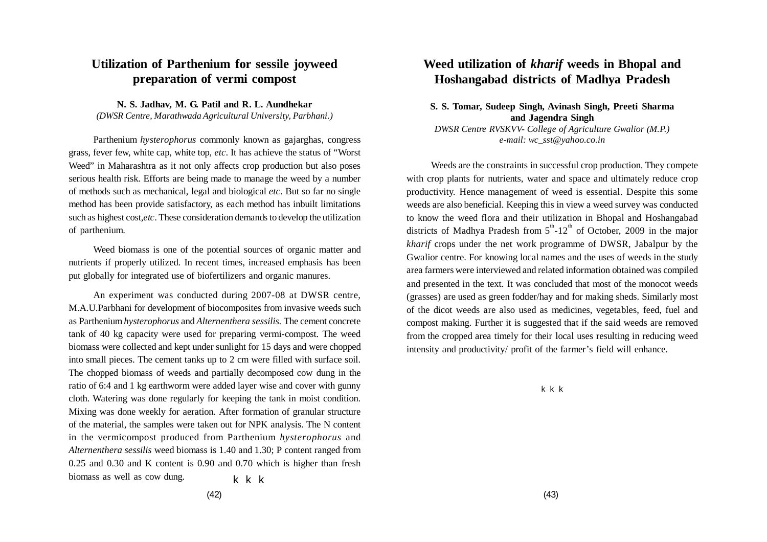## Utilization of Parthenium for sessile joyweed preparation of vermi compost

**N. S. Jadhav, M. G. Patil and R. L. Aundhekar**

*(DWSR Centre, Marathwada Agricultural University, Parbhani.)*

Parthenium *hysterophorus* commonly known as gajarghas, congress grass, fever few, white cap, white top, *etc*. It has achieve the status of "Worst Weed" in Maharashtra as it not only affects crop production but also poses serious health risk. Efforts are being made to manage the weed by a number of methods such as mechanical, legal and biological *etc*. But so far no single method has been provide satisfactory, as each method has inbuilt limitations such as highest cost,*etc*. These consideration demands to develop the utilization of parthenium.

Weed biomass is one of the potential sources of organic matter and nutrients if properly utilized. In recent times, increased emphasis has been put globally for integrated use of biofertilizers and organic manures.

An experiment was conducted during 2007-08 at DWSR centre, M.A.U.Parbhani for development of biocomposites from invasive weeds such as Parthenium *hysterophorus* and *Alternenthera sessilis.* The cement concrete tank of 40 kg capacity were used for preparing vermi-compost. The weed biomass were collected and kept under sunlight for 15 days and were chopped into small pieces. The cement tanks up to 2 cm were filled with surface soil. The chopped biomass of weeds and partially decomposed cow dung in the ratio of 6:4 and 1 kg earthworm were added layer wise and cover with gunny cloth. Watering was done regularly for keeping the tank in moist condition. Mixing was done weekly for aeration. After formation of granular structure of the material, the samples were taken out for NPK analysis. The N content in the vermicompost produced from Parthenium *hysterophorus* and *Alternenthera sessilis* weed biomass is 1.40 and 1.30; P content ranged from 0.25 and 0.30 and K content is 0.90 and 0.70 which is higher than fresh biomass as well as cow dung.

k k k

## Weed utilization of *kharif* weeds in Bhopal and Hoshangabad districts of Madhya Pradesh

**S. S. Tomar, Sudeep Singh, Avinash Singh, Preeti Sharma and Jagendra Singh**

*DWSR Centre RVSKVV- College of Agriculture Gwalior (M.P.)*

*e-mail: wc_sst@yahoo.co.in*

Weeds are the constraints in successful crop production. They compete with crop plants for nutrients, water and space and ultimately reduce crop productivity. Hence management of weed is essential. Despite this some weeds are also beneficial. Keeping this in view a weed survey was conducted to know the weed flora and their utilization in Bhopal and Hoshangabad districts of Madhya Pradesh from 5$^{th}$-12$^{th}$ of October, 2009 in the major *kharif* crops under the net work programme of DWSR, Jabalpur by the Gwalior centre. For knowing local names and the uses of weeds in the study area farmers were interviewed and related information obtained was compiled and presented in the text. It was concluded that most of the monocot weeds (grasses) are used as green fodder/hay and for making sheds. Similarly most of the dicot weeds are also used as medicines, vegetables, feed, fuel and compost making. Further it is suggested that if the said weeds are removed from the cropped area timely for their local uses resulting in reducing weed intensity and productivity/ profit of the farmer's field will enhance.

k k k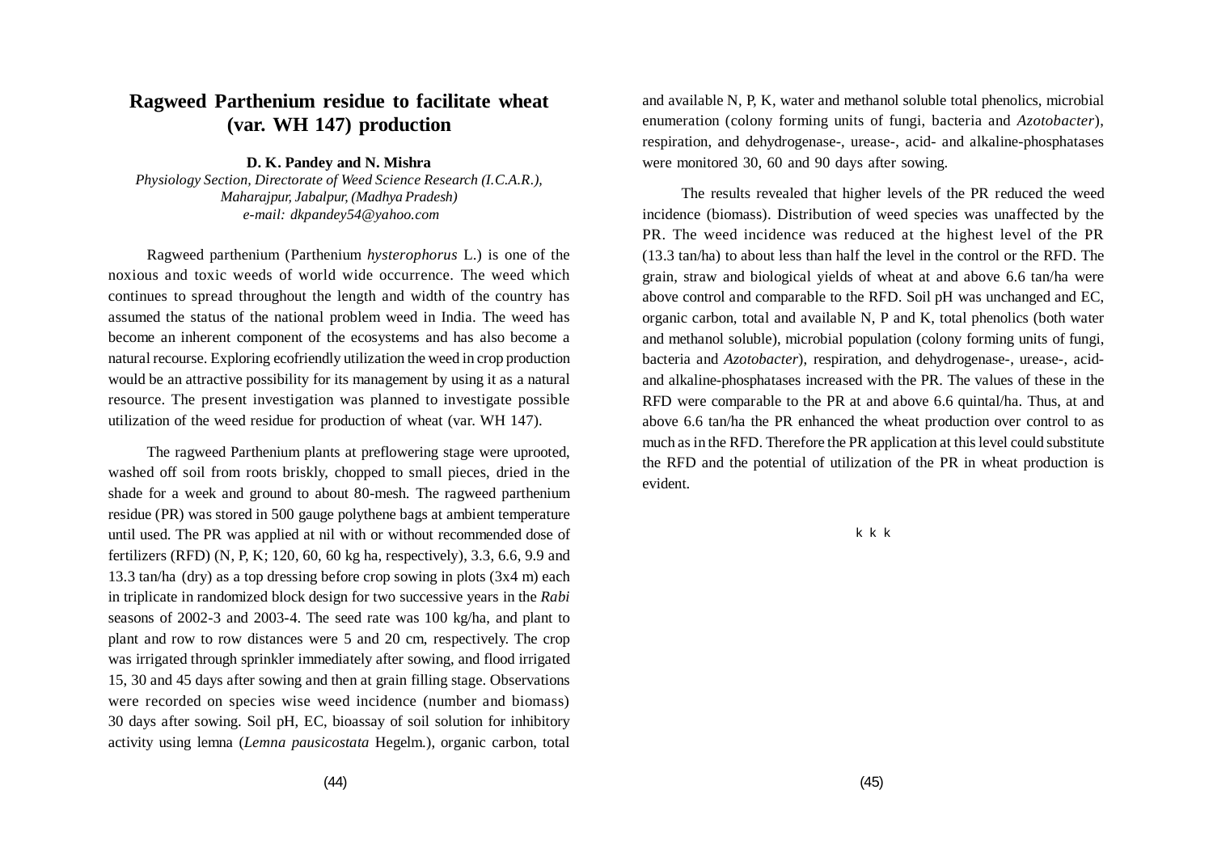# Ragweed Parthenium residue to facilitate wheat (var. WH 147) production

**D. K. Pandey and N. Mishra**

*Physiology Section, Directorate of Weed Science Research (I.C.A.R.), Maharajpur, Jabalpur, (Madhya Pradesh)*
*e-mail: dkpandey54@yahoo.com*

Ragweed parthenium (Parthenium *hysterophorus* L.) is one of the noxious and toxic weeds of world wide occurrence. The weed which continues to spread throughout the length and width of the country has assumed the status of the national problem weed in India. The weed has become an inherent component of the ecosystems and has also become a natural recourse. Exploring ecofriendly utilization the weed in crop production would be an attractive possibility for its management by using it as a natural resource. The present investigation was planned to investigate possible utilization of the weed residue for production of wheat (var. WH 147).

The ragweed Parthenium plants at preflowering stage were uprooted, washed off soil from roots briskly, chopped to small pieces, dried in the shade for a week and ground to about 80-mesh. The ragweed parthenium residue (PR) was stored in 500 gauge polythene bags at ambient temperature until used. The PR was applied at nil with or without recommended dose of fertilizers (RFD) (N, P, K; 120, 60, 60 kg ha, respectively), 3.3, 6.6, 9.9 and 13.3 tan/ha (dry) as a top dressing before crop sowing in plots (3x4 m) each in triplicate in randomized block design for two successive years in the *Rabi* seasons of 2002-3 and 2003-4. The seed rate was 100 kg/ha, and plant to plant and row to row distances were 5 and 20 cm, respectively. The crop was irrigated through sprinkler immediately after sowing, and flood irrigated 15, 30 and 45 days after sowing and then at grain filling stage. Observations were recorded on species wise weed incidence (number and biomass) 30 days after sowing. Soil pH, EC, bioassay of soil solution for inhibitory activity using lemna (*Lemna pausicostata* Hegelm.), organic carbon, total and available N, P, K, water and methanol soluble total phenolics, microbial enumeration (colony forming units of fungi, bacteria and *Azotobacter*), respiration, and dehydrogenase-, urease-, acid- and alkaline-phosphatases were monitored 30, 60 and 90 days after sowing.

The results revealed that higher levels of the PR reduced the weed incidence (biomass). Distribution of weed species was unaffected by the PR. The weed incidence was reduced at the highest level of the PR (13.3 tan/ha) to about less than half the level in the control or the RFD. The grain, straw and biological yields of wheat at and above 6.6 tan/ha were above control and comparable to the RFD. Soil pH was unchanged and EC, organic carbon, total and available N, P and K, total phenolics (both water and methanol soluble), microbial population (colony forming units of fungi, bacteria and *Azotobacter*), respiration, and dehydrogenase-, urease-, acid- and alkaline-phosphatases increased with the PR. The values of these in the RFD were comparable to the PR at and above 6.6 quintal/ha. Thus, at and above 6.6 tan/ha the PR enhanced the wheat production over control to as much as in the RFD. Therefore the PR application at this level could substitute the RFD and the potential of utilization of the PR in wheat production is evident.

k k k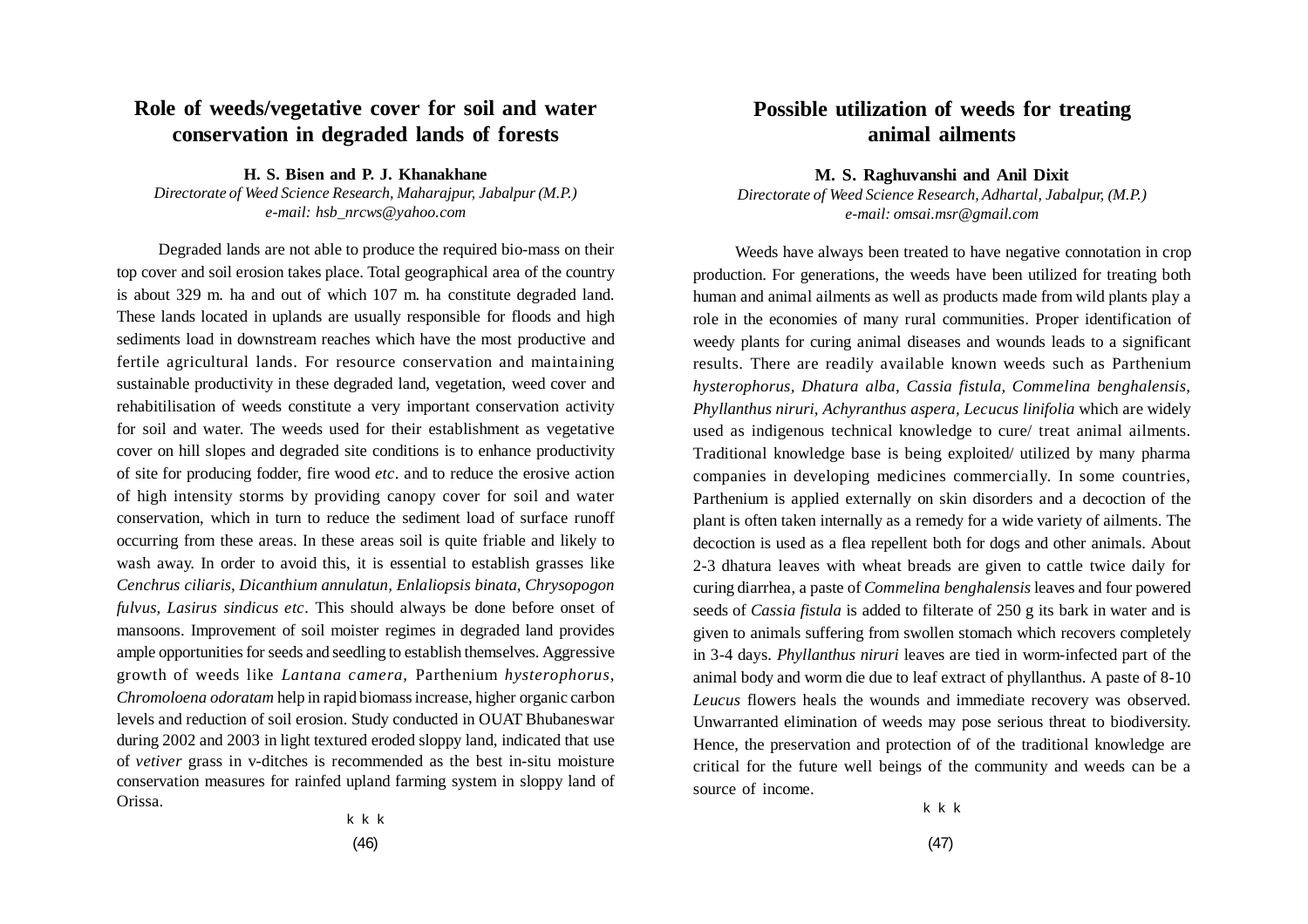## Role of weeds/vegetative cover for soil and water conservation in degraded lands of forests

**H. S. Bisen and P. J. Khanakhane**
*Directorate of Weed Science Research, Maharajpur, Jabalpur (M.P.)*
*e-mail: hsb_nrcws@yahoo.com*

Degraded lands are not able to produce the required bio-mass on their top cover and soil erosion takes place. Total geographical area of the country is about 329 m. ha and out of which 107 m. ha constitute degraded land. These lands located in uplands are usually responsible for floods and high sediments load in downstream reaches which have the most productive and fertile agricultural lands. For resource conservation and maintaining sustainable productivity in these degraded land, vegetation, weed cover and rehabitilisation of weeds constitute a very important conservation activity for soil and water. The weeds used for their establishment as vegetative cover on hill slopes and degraded site conditions is to enhance productivity of site for producing fodder, fire wood *etc*. and to reduce the erosive action of high intensity storms by providing canopy cover for soil and water conservation, which in turn to reduce the sediment load of surface runoff occurring from these areas. In these areas soil is quite friable and likely to wash away. In order to avoid this, it is essential to establish grasses like *Cenchrus ciliaris, Dicanthium annulatun, Enlaliopsis binata, Chrysopogon fulvus, Lasirus sindicus etc*. This should always be done before onset of mansoons. Improvement of soil moister regimes in degraded land provides ample opportunities for seeds and seedling to establish themselves. Aggressive growth of weeds like *Lantana camera*, Parthenium *hysterophorus*, *Chromoloena odoratam* help in rapid biomass increase, higher organic carbon levels and reduction of soil erosion. Study conducted in OUAT Bhubaneswar during 2002 and 2003 in light textured eroded sloppy land, indicated that use of *vetiver* grass in v-ditches is recommended as the best in-situ moisture conservation measures for rainfed upland farming system in sloppy land of Orissa.

k k k

## Possible utilization of weeds for treating animal ailments

**M. S. Raghuvanshi and Anil Dixit**
*Directorate of Weed Science Research, Adhartal, Jabalpur, (M.P.)*
*e-mail: omsai.msr@gmail.com*

Weeds have always been treated to have negative connotation in crop production. For generations, the weeds have been utilized for treating both human and animal ailments as well as products made from wild plants play a role in the economies of many rural communities. Proper identification of weedy plants for curing animal diseases and wounds leads to a significant results. There are readily available known weeds such as Parthenium *hysterophorus, Dhatura alba, Cassia fistula, Commelina benghalensis, Phyllanthus niruri, Achyranthus aspera, Lecucus linifolia* which are widely used as indigenous technical knowledge to cure/ treat animal ailments. Traditional knowledge base is being exploited/ utilized by many pharma companies in developing medicines commercially. In some countries, Parthenium is applied externally on skin disorders and a decoction of the plant is often taken internally as a remedy for a wide variety of ailments. The decoction is used as a flea repellent both for dogs and other animals. About 2-3 dhatura leaves with wheat breads are given to cattle twice daily for curing diarrhea, a paste of *Commelina benghalensis* leaves and four powered seeds of *Cassia fistula* is added to filterate of 250 g its bark in water and is given to animals suffering from swollen stomach which recovers completely in 3-4 days. *Phyllanthus niruri* leaves are tied in worm-infected part of the animal body and worm die due to leaf extract of phyllanthus. A paste of 8-10 *Leucus* flowers heals the wounds and immediate recovery was observed. Unwarranted elimination of weeds may pose serious threat to biodiversity. Hence, the preservation and protection of of the traditional knowledge are critical for the future well beings of the community and weeds can be a source of income.

k k k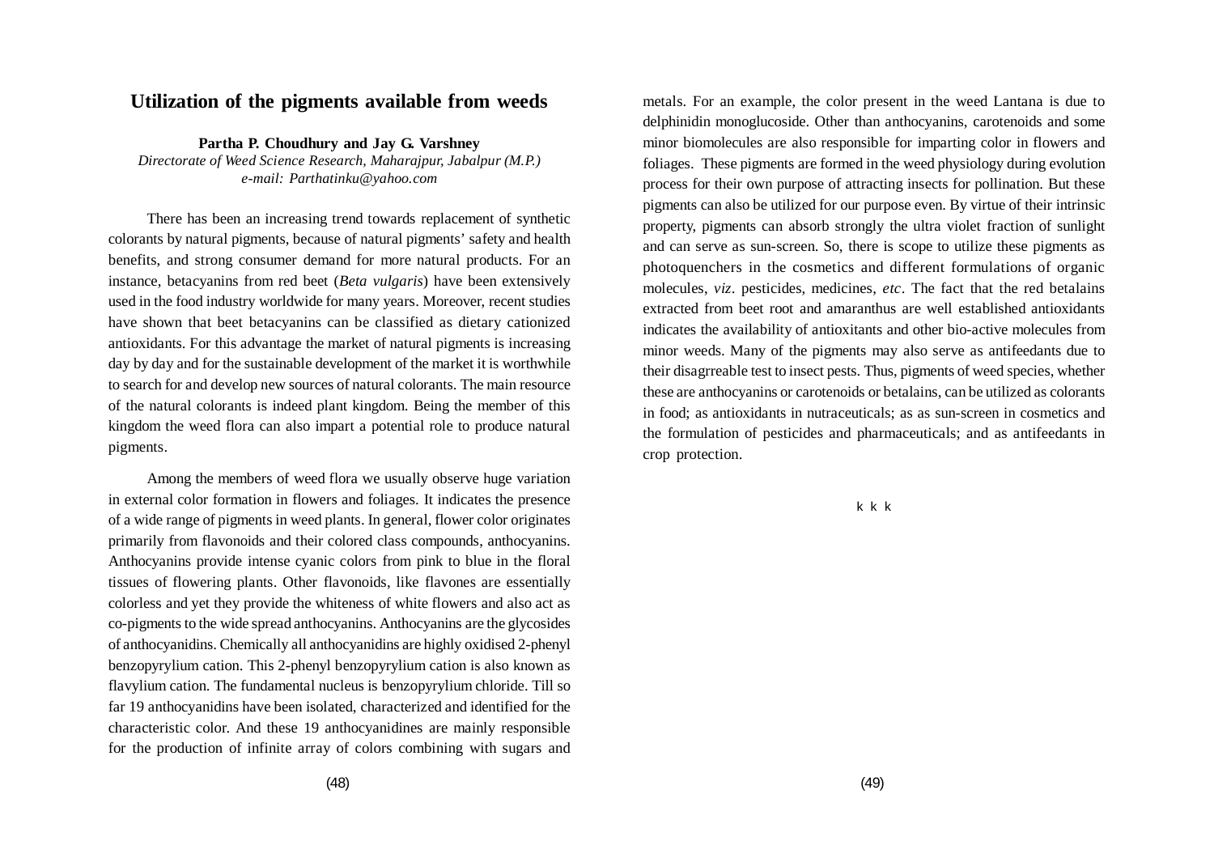# Utilization of the pigments available from weeds

**Partha P. Choudhury and Jay G. Varshney**

*Directorate of Weed Science Research, Maharajpur, Jabalpur (M.P.)*
*e-mail: Parthatinku@yahoo.com*

There has been an increasing trend towards replacement of synthetic colorants by natural pigments, because of natural pigments' safety and health benefits, and strong consumer demand for more natural products. For an instance, betacyanins from red beet (*Beta vulgaris*) have been extensively used in the food industry worldwide for many years. Moreover, recent studies have shown that beet betacyanins can be classified as dietary cationized antioxidants. For this advantage the market of natural pigments is increasing day by day and for the sustainable development of the market it is worthwhile to search for and develop new sources of natural colorants. The main resource of the natural colorants is indeed plant kingdom. Being the member of this kingdom the weed flora can also impart a potential role to produce natural pigments.

Among the members of weed flora we usually observe huge variation in external color formation in flowers and foliages. It indicates the presence of a wide range of pigments in weed plants. In general, flower color originates primarily from flavonoids and their colored class compounds, anthocyanins. Anthocyanins provide intense cyanic colors from pink to blue in the floral tissues of flowering plants. Other flavonoids, like flavones are essentially colorless and yet they provide the whiteness of white flowers and also act as co-pigments to the wide spread anthocyanins. Anthocyanins are the glycosides of anthocyanidins. Chemically all anthocyanidins are highly oxidised 2-phenyl benzopyrylium cation. This 2-phenyl benzopyrylium cation is also known as flavylium cation. The fundamental nucleus is benzopyrylium chloride. Till so far 19 anthocyanidins have been isolated, characterized and identified for the characteristic color. And these 19 anthocyanidines are mainly responsible for the production of infinite array of colors combining with sugars and metals. For an example, the color present in the weed Lantana is due to delphinidin monoglucoside. Other than anthocyanins, carotenoids and some minor biomolecules are also responsible for imparting color in flowers and foliages. These pigments are formed in the weed physiology during evolution process for their own purpose of attracting insects for pollination. But these pigments can also be utilized for our purpose even. By virtue of their intrinsic property, pigments can absorb strongly the ultra violet fraction of sunlight and can serve as sun-screen. So, there is scope to utilize these pigments as photoquenchers in the cosmetics and different formulations of organic molecules, *viz*. pesticides, medicines, *etc*. The fact that the red betalains extracted from beet root and amaranthus are well established antioxidants indicates the availability of antioxitants and other bio-active molecules from minor weeds. Many of the pigments may also serve as antifeedants due to their disagrreable test to insect pests. Thus, pigments of weed species, whether these are anthocyanins or carotenoids or betalains, can be utilized as colorants in food; as antioxidants in nutraceuticals; as as sun-screen in cosmetics and the formulation of pesticides and pharmaceuticals; and as antifeedants in crop protection.

k k k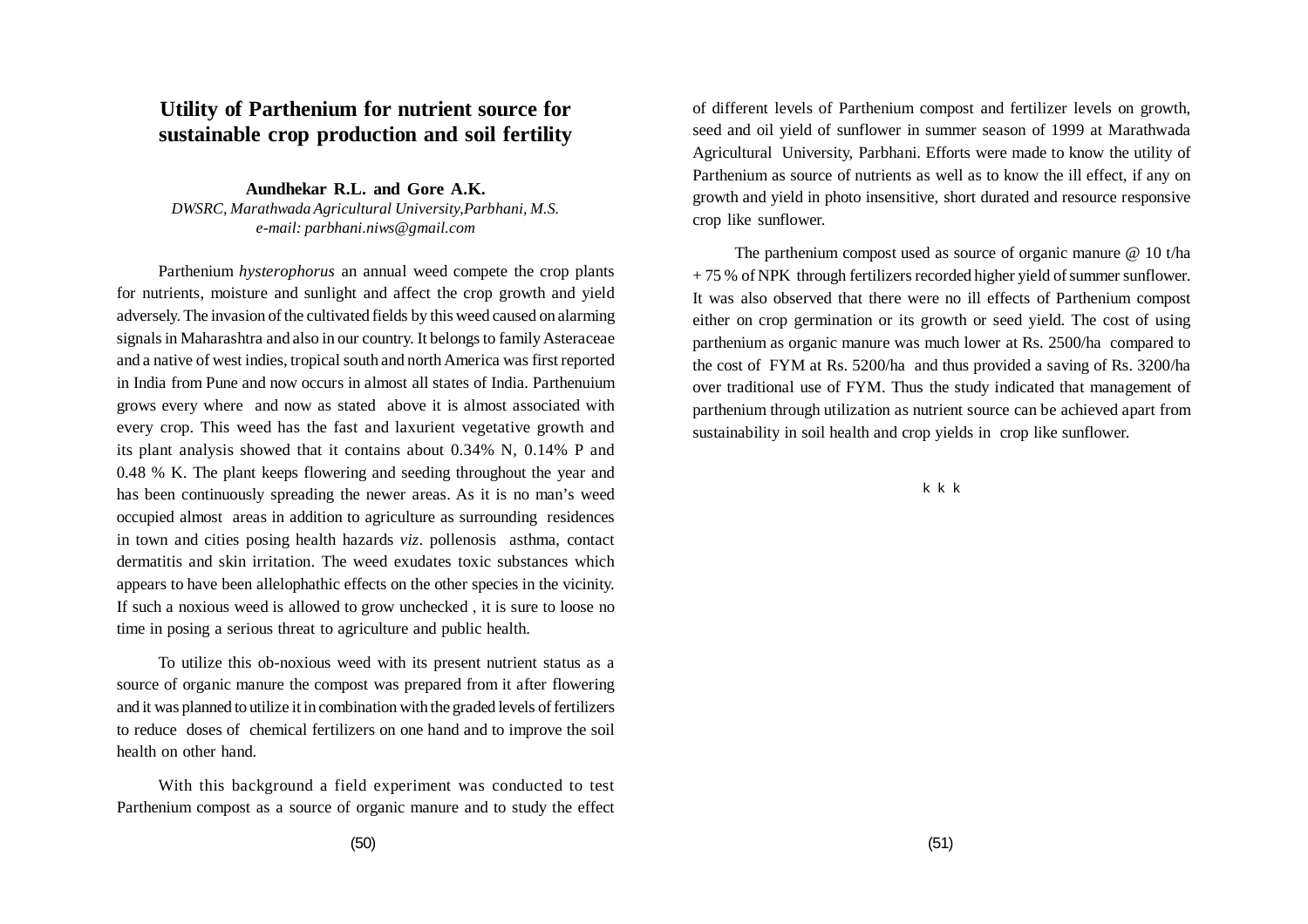# Utility of Parthenium for nutrient source for sustainable crop production and soil fertility

**Aundhekar R.L. and Gore A.K.**

*DWSRC, Marathwada Agricultural University,Parbhani, M.S.*

*e-mail: parbhani.niws@gmail.com*

Parthenium *hysterophorus* an annual weed compete the crop plants for nutrients, moisture and sunlight and affect the crop growth and yield adversely. The invasion of the cultivated fields by this weed caused on alarming signals in Maharashtra and also in our country. It belongs to family Asteraceae and a native of west indies, tropical south and north America was first reported in India from Pune and now occurs in almost all states of India. Parthenuium grows every where and now as stated above it is almost associated with every crop. This weed has the fast and laxurient vegetative growth and its plant analysis showed that it contains about 0.34% N, 0.14% P and 0.48 % K. The plant keeps flowering and seeding throughout the year and has been continuously spreading the newer areas. As it is no man's weed occupied almost areas in addition to agriculture as surrounding residences in town and cities posing health hazards *viz*. pollenosis asthma, contact dermatitis and skin irritation. The weed exudates toxic substances which appears to have been allelophathic effects on the other species in the vicinity. If such a noxious weed is allowed to grow unchecked , it is sure to loose no time in posing a serious threat to agriculture and public health.

To utilize this ob-noxious weed with its present nutrient status as a source of organic manure the compost was prepared from it after flowering and it was planned to utilize it in combination with the graded levels of fertilizers to reduce doses of chemical fertilizers on one hand and to improve the soil health on other hand.

With this background a field experiment was conducted to test Parthenium compost as a source of organic manure and to study the effect of different levels of Parthenium compost and fertilizer levels on growth, seed and oil yield of sunflower in summer season of 1999 at Marathwada Agricultural University, Parbhani. Efforts were made to know the utility of Parthenium as source of nutrients as well as to know the ill effect, if any on growth and yield in photo insensitive, short durated and resource responsive crop like sunflower.

The parthenium compost used as source of organic manure @ 10 t/ha + 75 % of NPK through fertilizers recorded higher yield of summer sunflower. It was also observed that there were no ill effects of Parthenium compost either on crop germination or its growth or seed yield. The cost of using parthenium as organic manure was much lower at Rs. 2500/ha compared to the cost of FYM at Rs. 5200/ha and thus provided a saving of Rs. 3200/ha over traditional use of FYM. Thus the study indicated that management of parthenium through utilization as nutrient source can be achieved apart from sustainability in soil health and crop yields in crop like sunflower.

k k k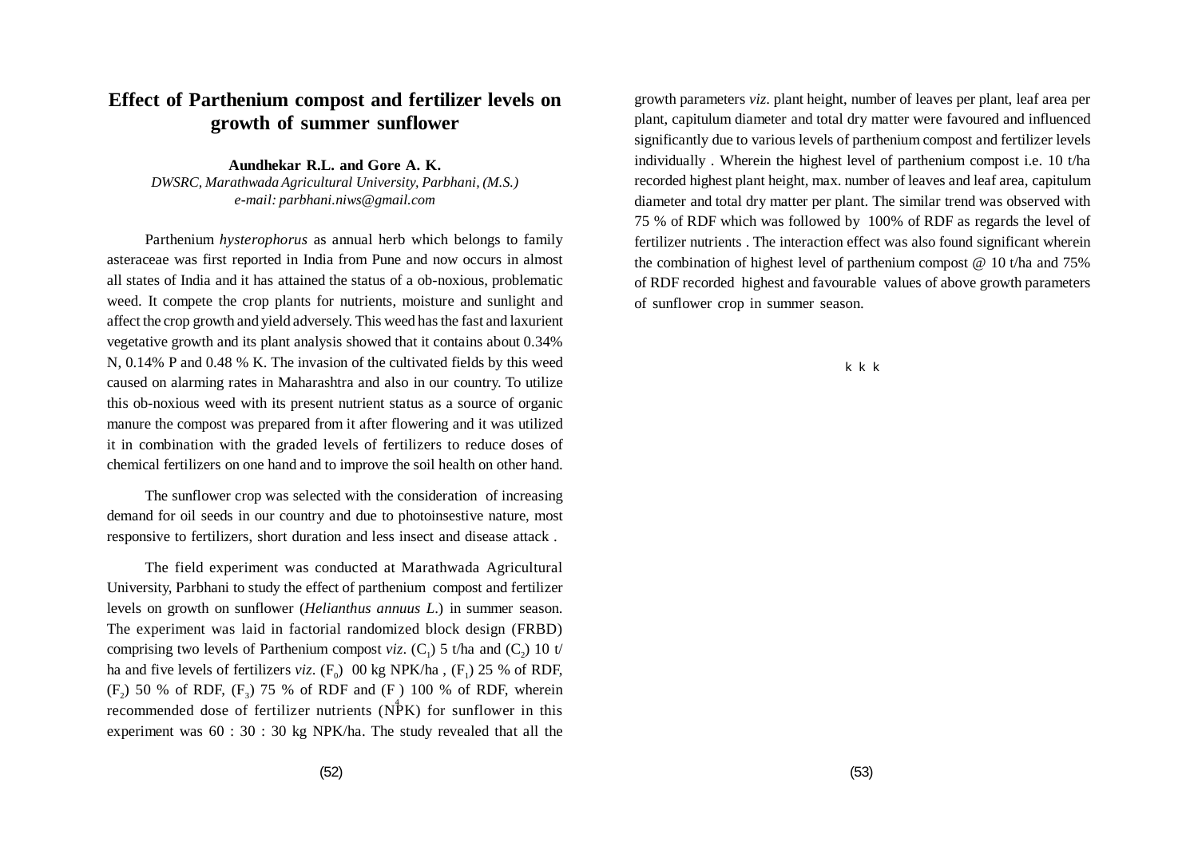# Effect of Parthenium compost and fertilizer levels on growth of summer sunflower

**Aundhekar R.L. and Gore A. K.**

*DWSRC, Marathwada Agricultural University, Parbhani, (M.S.)*

*e-mail: parbhani.niws@gmail.com*

Parthenium *hysterophorus* as annual herb which belongs to family asteraceae was first reported in India from Pune and now occurs in almost all states of India and it has attained the status of a ob-noxious, problematic weed. It compete the crop plants for nutrients, moisture and sunlight and affect the crop growth and yield adversely. This weed has the fast and laxurient vegetative growth and its plant analysis showed that it contains about 0.34% N, 0.14% P and 0.48 % K. The invasion of the cultivated fields by this weed caused on alarming rates in Maharashtra and also in our country. To utilize this ob-noxious weed with its present nutrient status as a source of organic manure the compost was prepared from it after flowering and it was utilized it in combination with the graded levels of fertilizers to reduce doses of chemical fertilizers on one hand and to improve the soil health on other hand.

The sunflower crop was selected with the consideration of increasing demand for oil seeds in our country and due to photoinsestive nature, most responsive to fertilizers, short duration and less insect and disease attack .

The field experiment was conducted at Marathwada Agricultural University, Parbhani to study the effect of parthenium compost and fertilizer levels on growth on sunflower (*Helianthus annuus L.*) in summer season. The experiment was laid in factorial randomized block design (FRBD) comprising two levels of Parthenium compost *viz*. ($C_1$) 5 t/ha and ($C_2$) 10 t/ha and five levels of fertilizers *viz*. ($F_0$) 00 kg NPK/ha , ($F_1$) 25 % of RDF, ($F_2$) 50 % of RDF, ($F_3$) 75 % of RDF and ($F_4$) 100 % of RDF, wherein recommended dose of fertilizer nutrients (NPK) for sunflower in this experiment was 60 : 30 : 30 kg NPK/ha. The study revealed that all the growth parameters *viz*. plant height, number of leaves per plant, leaf area per plant, capitulum diameter and total dry matter were favoured and influenced significantly due to various levels of parthenium compost and fertilizer levels individually . Wherein the highest level of parthenium compost i.e. 10 t/ha recorded highest plant height, max. number of leaves and leaf area, capitulum diameter and total dry matter per plant. The similar trend was observed with 75 % of RDF which was followed by 100% of RDF as regards the level of fertilizer nutrients . The interaction effect was also found significant wherein the combination of highest level of parthenium compost @ 10 t/ha and 75% of RDF recorded highest and favourable values of above growth parameters of sunflower crop in summer season.

k k k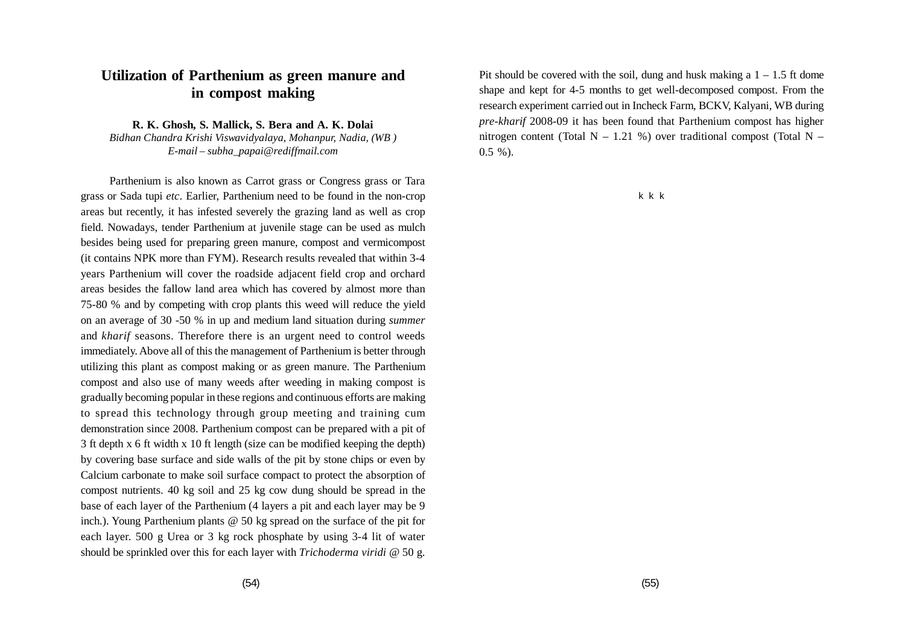# Utilization of Parthenium as green manure and in compost making

**R. K. Ghosh, S. Mallick, S. Bera and A. K. Dolai**
*Bidhan Chandra Krishi Viswavidyalaya, Mohanpur, Nadia, (WB )*
*E-mail – subha_papai@rediffmail.com*

Parthenium is also known as Carrot grass or Congress grass or Tara grass or Sada tupi *etc*. Earlier, Parthenium need to be found in the non-crop areas but recently, it has infested severely the grazing land as well as crop field. Nowadays, tender Parthenium at juvenile stage can be used as mulch besides being used for preparing green manure, compost and vermicompost (it contains NPK more than FYM). Research results revealed that within 3-4 years Parthenium will cover the roadside adjacent field crop and orchard areas besides the fallow land area which has covered by almost more than 75-80 % and by competing with crop plants this weed will reduce the yield on an average of 30 -50 % in up and medium land situation during *summer* and *kharif* seasons. Therefore there is an urgent need to control weeds immediately. Above all of this the management of Parthenium is better through utilizing this plant as compost making or as green manure. The Parthenium compost and also use of many weeds after weeding in making compost is gradually becoming popular in these regions and continuous efforts are making to spread this technology through group meeting and training cum demonstration since 2008. Parthenium compost can be prepared with a pit of 3 ft depth x 6 ft width x 10 ft length (size can be modified keeping the depth) by covering base surface and side walls of the pit by stone chips or even by Calcium carbonate to make soil surface compact to protect the absorption of compost nutrients. 40 kg soil and 25 kg cow dung should be spread in the base of each layer of the Parthenium (4 layers a pit and each layer may be 9 inch.). Young Parthenium plants @ 50 kg spread on the surface of the pit for each layer. 500 g Urea or 3 kg rock phosphate by using 3-4 lit of water should be sprinkled over this for each layer with *Trichoderma viridi* @ 50 g. Pit should be covered with the soil, dung and husk making a 1 – 1.5 ft dome shape and kept for 4-5 months to get well-decomposed compost. From the research experiment carried out in Incheck Farm, BCKV, Kalyani, WB during *pre-kharif* 2008-09 it has been found that Parthenium compost has higher nitrogen content (Total N – 1.21 %) over traditional compost (Total N – 0.5 %).

k k k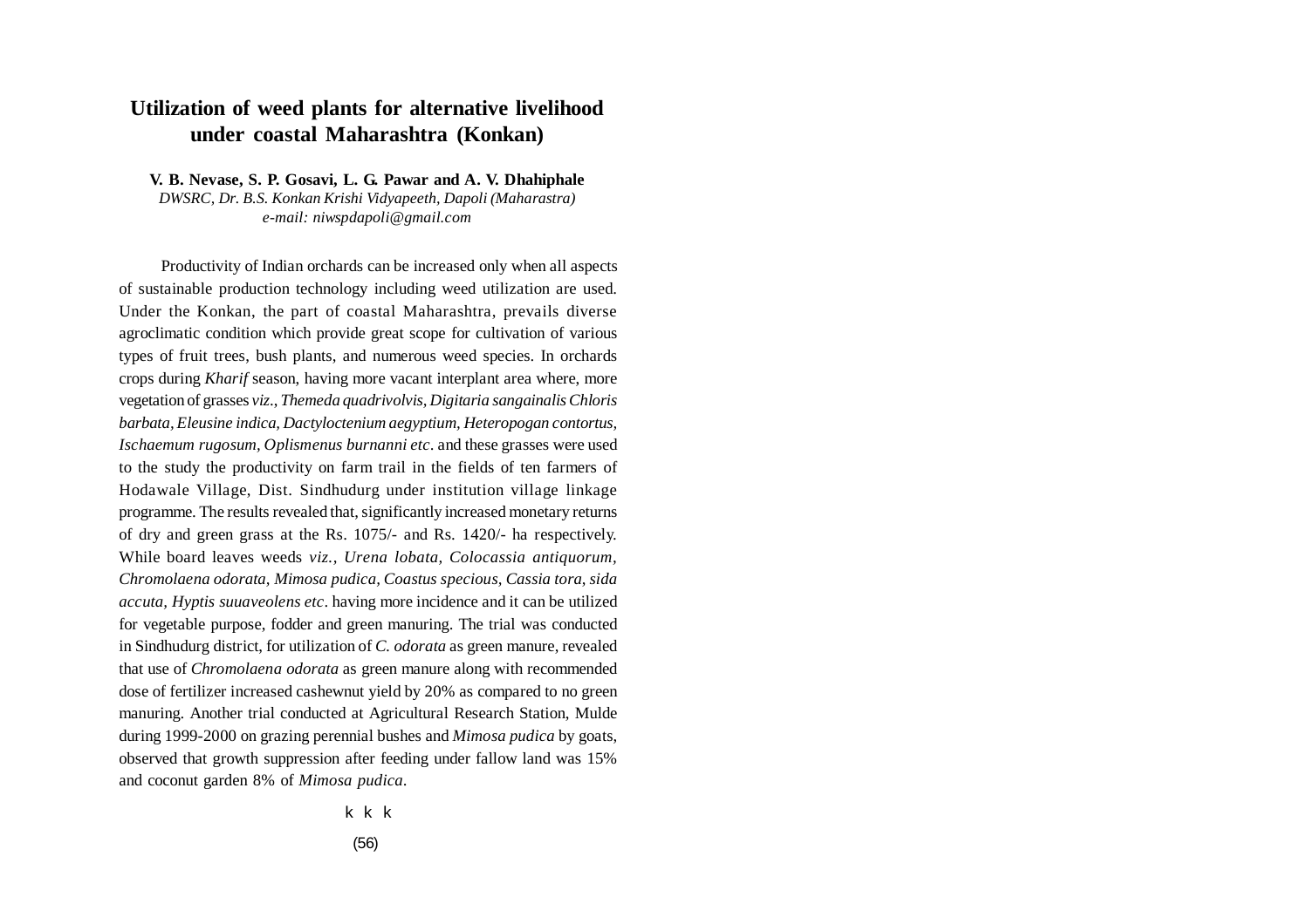# Utilization of weed plants for alternative livelihood under coastal Maharashtra (Konkan)

**V. B. Nevase, S. P. Gosavi, L. G. Pawar and A. V. Dhahiphale**
*DWSRC, Dr. B.S. Konkan Krishi Vidyapeeth, Dapoli (Maharastra)*
*e-mail: niwspdapoli@gmail.com*

Productivity of Indian orchards can be increased only when all aspects of sustainable production technology including weed utilization are used. Under the Konkan, the part of coastal Maharashtra, prevails diverse agroclimatic condition which provide great scope for cultivation of various types of fruit trees, bush plants, and numerous weed species. In orchards crops during *Kharif* season, having more vacant interplant area where, more vegetation of grasses *viz*., *Themeda quadrivolvis, Digitaria sangainalis Chloris barbata, Eleusine indica, Dactyloctenium aegyptium, Heteropogan contortus, Ischaemum rugosum, Oplismenus burnanni etc*. and these grasses were used to the study the productivity on farm trail in the fields of ten farmers of Hodawale Village, Dist. Sindhudurg under institution village linkage programme. The results revealed that, significantly increased monetary returns of dry and green grass at the Rs. 1075/- and Rs. 1420/- ha respectively. While board leaves weeds *viz., Urena lobata, Colocassia antiquorum, Chromolaena odorata, Mimosa pudica, Coastus specious, Cassia tora, sida accuta, Hyptis suuaveolens etc*. having more incidence and it can be utilized for vegetable purpose, fodder and green manuring. The trial was conducted in Sindhudurg district, for utilization of *C. odorata* as green manure, revealed that use of *Chromolaena odorata* as green manure along with recommended dose of fertilizer increased cashewnut yield by 20% as compared to no green manuring. Another trial conducted at Agricultural Research Station, Mulde during 1999-2000 on grazing perennial bushes and *Mimosa pudica* by goats, observed that growth suppression after feeding under fallow land was 15% and coconut garden 8% of *Mimosa pudica*.

k k k